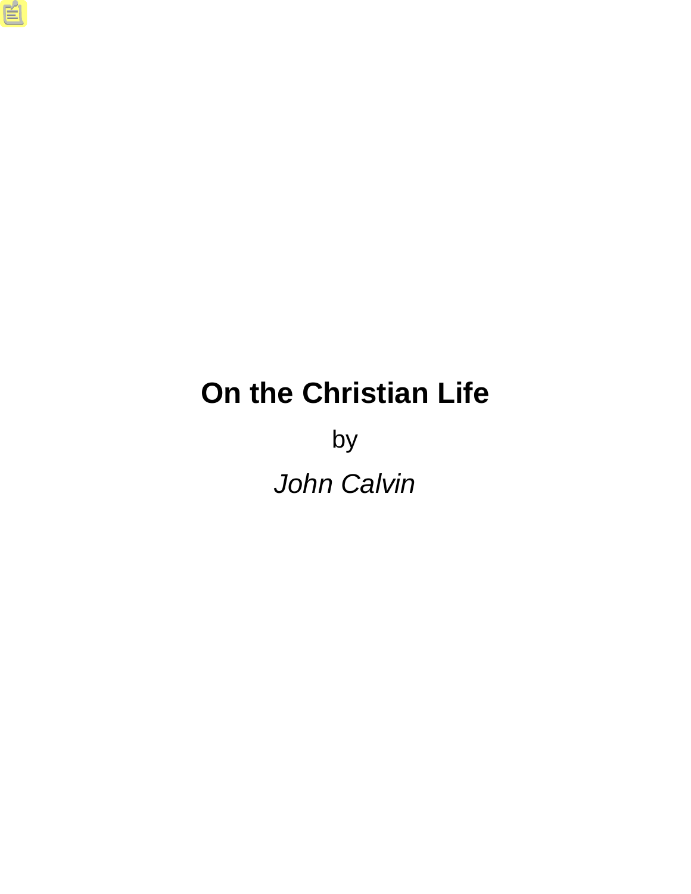# On the Christian Life

by

*John Calvin*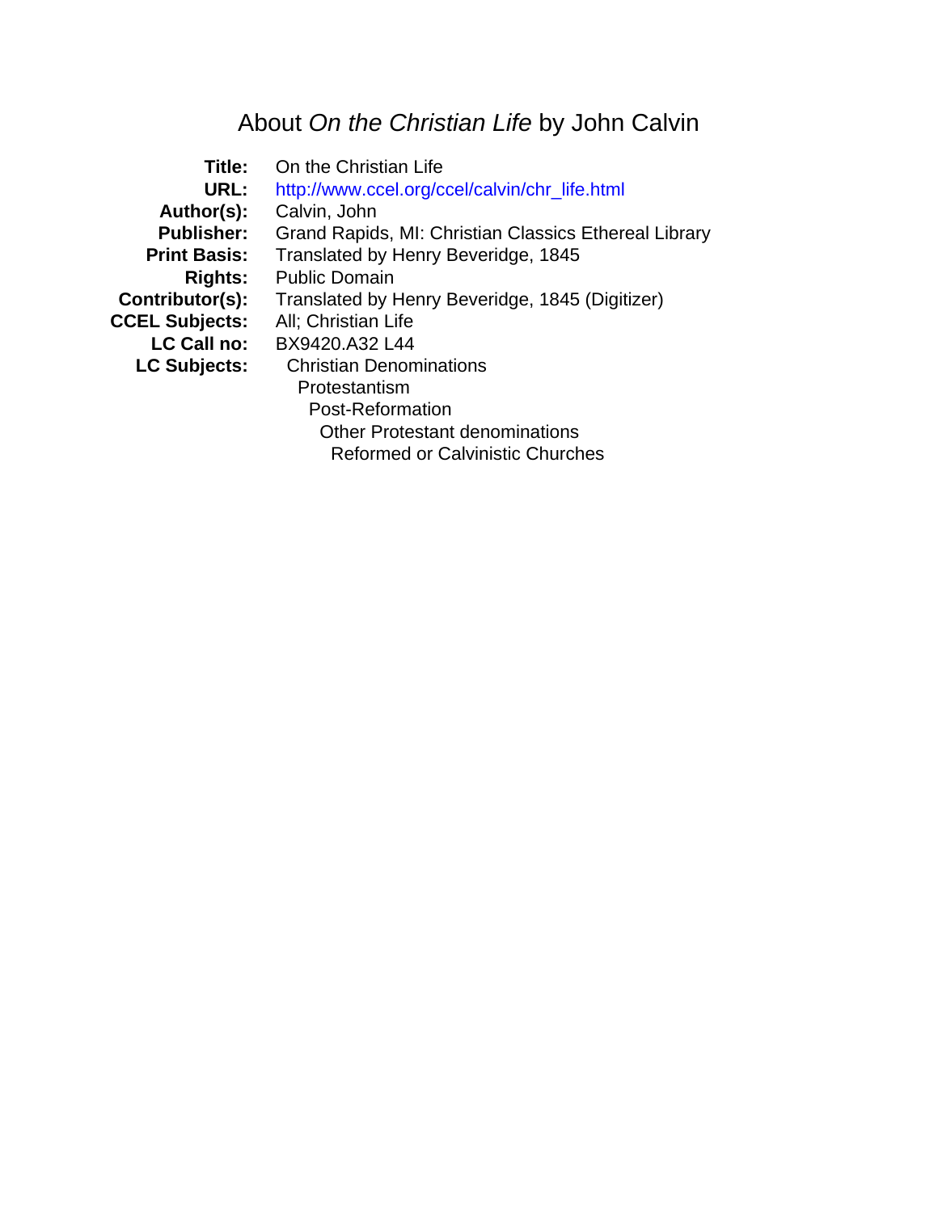# About *On the Christian Life* by John Calvin

| | |
|---|---|
| **Title:** | On the Christian Life |
| **URL:** | http://www.ccel.org/ccel/calvin/chr_life.html |
| **Author(s):** | Calvin, John |
| **Publisher:** | Grand Rapids, MI: Christian Classics Ethereal Library |
| **Print Basis:** | Translated by Henry Beveridge, 1845 |
| **Rights:** | Public Domain |
| **Contributor(s):** | Translated by Henry Beveridge, 1845 (Digitizer) |
| **CCEL Subjects:** | All; Christian Life |
| **LC Call no:** | BX9420.A32 L44 |
| **LC Subjects:** | Christian Denominations |

- Christian Denominations
  - Protestantism
    - Post-Reformation
      - Other Protestant denominations
        - Reformed or Calvinistic Churches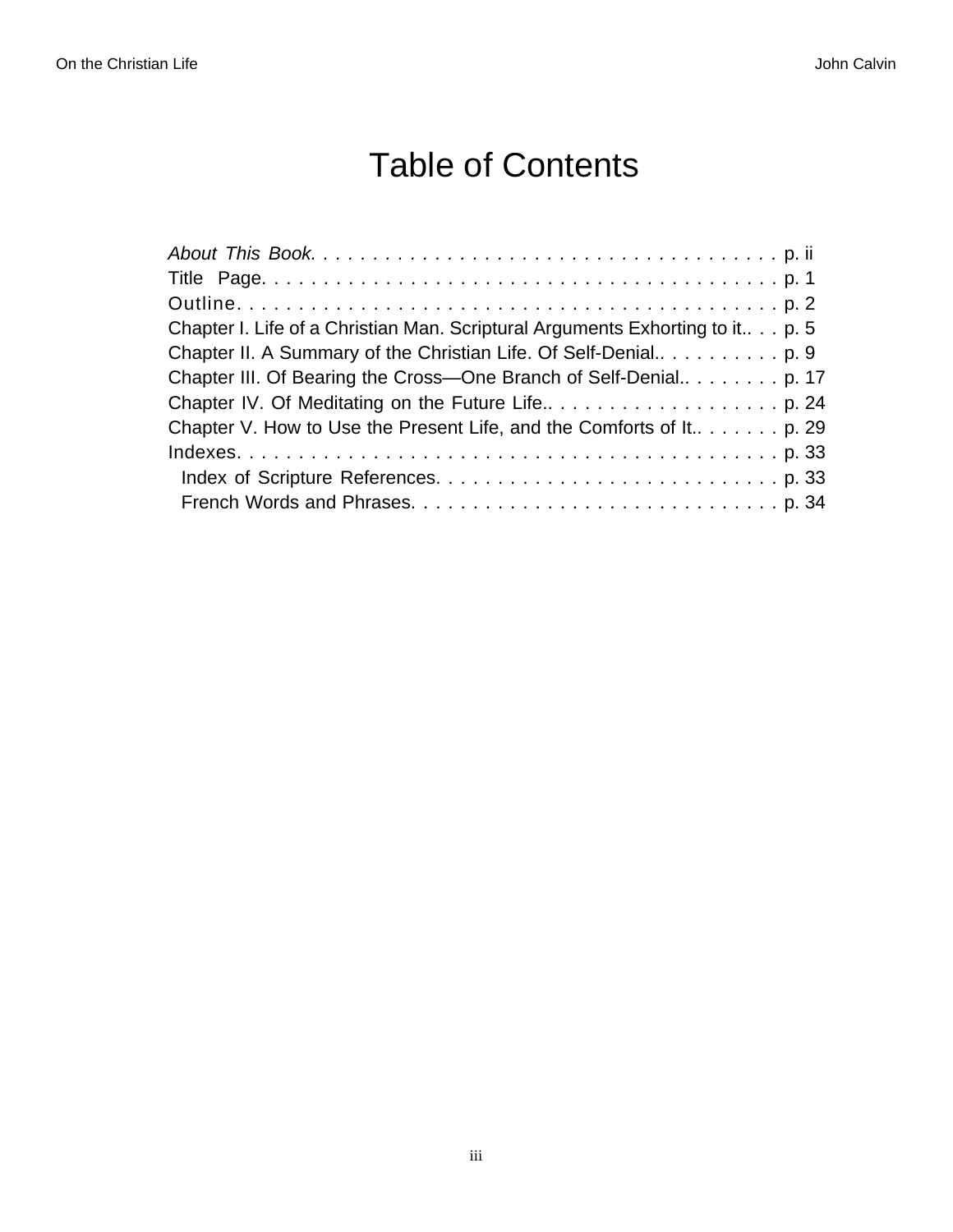# Table of Contents

*About This Book.* . . . . . . . . . . . . . . . . . . . . . . . . . . . . . . . . . . . . . . p. ii
Title Page. . . . . . . . . . . . . . . . . . . . . . . . . . . . . . . . . . . . . . . . . . p. 1
Outline. . . . . . . . . . . . . . . . . . . . . . . . . . . . . . . . . . . . . . . . . . p. 2
Chapter I. Life of a Christian Man. Scriptural Arguments Exhorting to it.. . . p. 5
Chapter II. A Summary of the Christian Life. Of Self-Denial.. . . . . . . . . . p. 9
Chapter III. Of Bearing the Cross—One Branch of Self-Denial.. . . . . . . . p. 17
Chapter IV. Of Meditating on the Future Life.. . . . . . . . . . . . . . . . . . . p. 24
Chapter V. How to Use the Present Life, and the Comforts of It.. . . . . . . p. 29
Indexes. . . . . . . . . . . . . . . . . . . . . . . . . . . . . . . . . . . . . . . . . . p. 33
  Index of Scripture References. . . . . . . . . . . . . . . . . . . . . . . . . . . p. 33
  French Words and Phrases. . . . . . . . . . . . . . . . . . . . . . . . . . . . . p. 34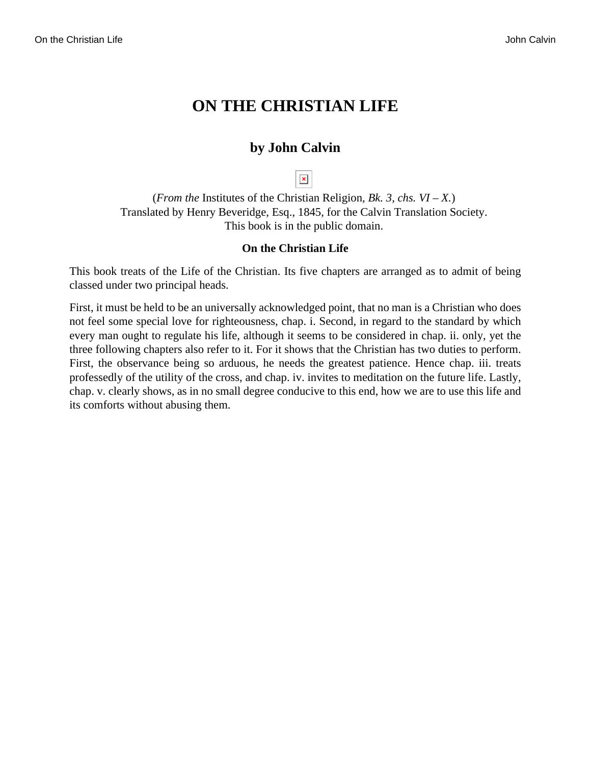# ON THE CHRISTIAN LIFE

## by John Calvin

(*From the* Institutes of the Christian Religion, *Bk. 3*, *chs. VI – X.*)
Translated by Henry Beveridge, Esq., 1845, for the Calvin Translation Society.
This book is in the public domain.

**On the Christian Life**

This book treats of the Life of the Christian. Its five chapters are arranged as to admit of being classed under two principal heads.

First, it must be held to be an universally acknowledged point, that no man is a Christian who does not feel some special love for righteousness, chap. i. Second, in regard to the standard by which every man ought to regulate his life, although it seems to be considered in chap. ii. only, yet the three following chapters also refer to it. For it shows that the Christian has two duties to perform. First, the observance being so arduous, he needs the greatest patience. Hence chap. iii. treats professedly of the utility of the cross, and chap. iv. invites to meditation on the future life. Lastly, chap. v. clearly shows, as in no small degree conducive to this end, how we are to use this life and its comforts without abusing them.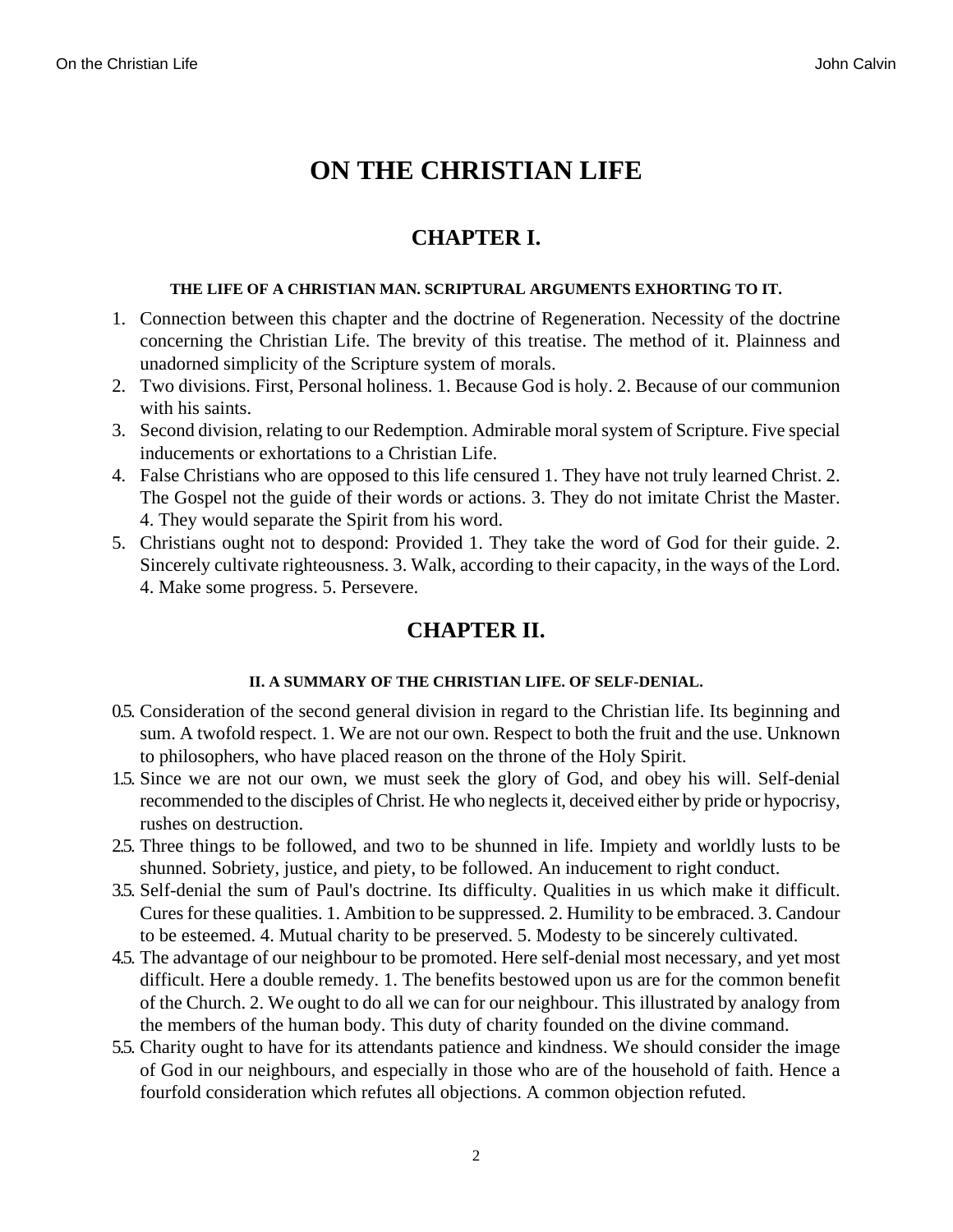# ON THE CHRISTIAN LIFE

## CHAPTER I.

#### THE LIFE OF A CHRISTIAN MAN. SCRIPTURAL ARGUMENTS EXHORTING TO IT.

1. Connection between this chapter and the doctrine of Regeneration. Necessity of the doctrine concerning the Christian Life. The brevity of this treatise. The method of it. Plainness and unadorned simplicity of the Scripture system of morals.
2. Two divisions. First, Personal holiness. 1. Because God is holy. 2. Because of our communion with his saints.
3. Second division, relating to our Redemption. Admirable moral system of Scripture. Five special inducements or exhortations to a Christian Life.
4. False Christians who are opposed to this life censured 1. They have not truly learned Christ. 2. The Gospel not the guide of their words or actions. 3. They do not imitate Christ the Master. 4. They would separate the Spirit from his word.
5. Christians ought not to despond: Provided 1. They take the word of God for their guide. 2. Sincerely cultivate righteousness. 3. Walk, according to their capacity, in the ways of the Lord. 4. Make some progress. 5. Persevere.

## CHAPTER II.

#### II. A SUMMARY OF THE CHRISTIAN LIFE. OF SELF-DENIAL.

0.5. Consideration of the second general division in regard to the Christian life. Its beginning and sum. A twofold respect. 1. We are not our own. Respect to both the fruit and the use. Unknown to philosophers, who have placed reason on the throne of the Holy Spirit.

1.5. Since we are not our own, we must seek the glory of God, and obey his will. Self-denial recommended to the disciples of Christ. He who neglects it, deceived either by pride or hypocrisy, rushes on destruction.

2.5. Three things to be followed, and two to be shunned in life. Impiety and worldly lusts to be shunned. Sobriety, justice, and piety, to be followed. An inducement to right conduct.

3.5. Self-denial the sum of Paul's doctrine. Its difficulty. Qualities in us which make it difficult. Cures for these qualities. 1. Ambition to be suppressed. 2. Humility to be embraced. 3. Candour to be esteemed. 4. Mutual charity to be preserved. 5. Modesty to be sincerely cultivated.

4.5. The advantage of our neighbour to be promoted. Here self-denial most necessary, and yet most difficult. Here a double remedy. 1. The benefits bestowed upon us are for the common benefit of the Church. 2. We ought to do all we can for our neighbour. This illustrated by analogy from the members of the human body. This duty of charity founded on the divine command.

5.5. Charity ought to have for its attendants patience and kindness. We should consider the image of God in our neighbours, and especially in those who are of the household of faith. Hence a fourfold consideration which refutes all objections. A common objection refuted.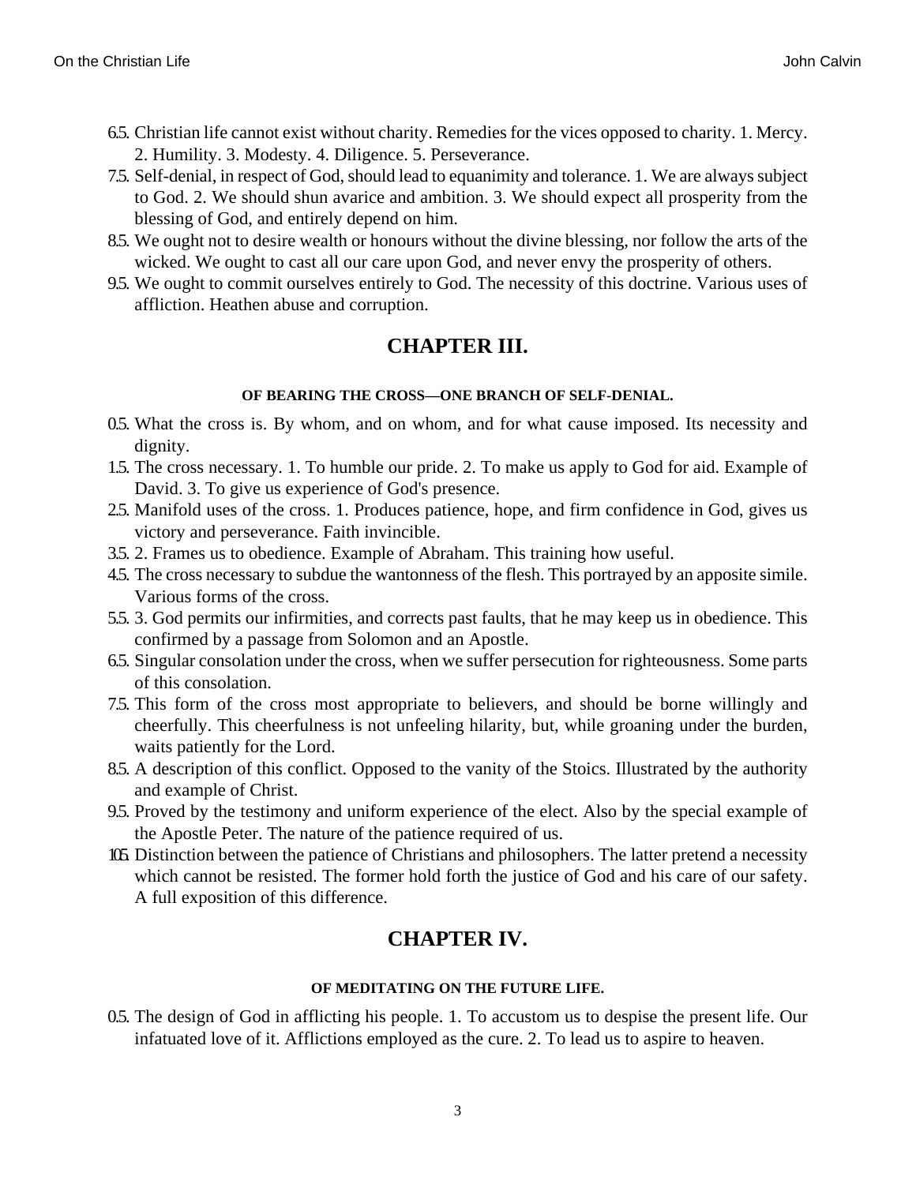6.5. Christian life cannot exist without charity. Remedies for the vices opposed to charity. 1. Mercy. 2. Humility. 3. Modesty. 4. Diligence. 5. Perseverance.

7.5. Self-denial, in respect of God, should lead to equanimity and tolerance. 1. We are always subject to God. 2. We should shun avarice and ambition. 3. We should expect all prosperity from the blessing of God, and entirely depend on him.

8.5. We ought not to desire wealth or honours without the divine blessing, nor follow the arts of the wicked. We ought to cast all our care upon God, and never envy the prosperity of others.

9.5. We ought to commit ourselves entirely to God. The necessity of this doctrine. Various uses of affliction. Heathen abuse and corruption.

## CHAPTER III.

#### OF BEARING THE CROSS—ONE BRANCH OF SELF-DENIAL.

0.5. What the cross is. By whom, and on whom, and for what cause imposed. Its necessity and dignity.

1.5. The cross necessary. 1. To humble our pride. 2. To make us apply to God for aid. Example of David. 3. To give us experience of God's presence.

2.5. Manifold uses of the cross. 1. Produces patience, hope, and firm confidence in God, gives us victory and perseverance. Faith invincible.

3.5. 2. Frames us to obedience. Example of Abraham. This training how useful.

4.5. The cross necessary to subdue the wantonness of the flesh. This portrayed by an apposite simile. Various forms of the cross.

5.5. 3. God permits our infirmities, and corrects past faults, that he may keep us in obedience. This confirmed by a passage from Solomon and an Apostle.

6.5. Singular consolation under the cross, when we suffer persecution for righteousness. Some parts of this consolation.

7.5. This form of the cross most appropriate to believers, and should be borne willingly and cheerfully. This cheerfulness is not unfeeling hilarity, but, while groaning under the burden, waits patiently for the Lord.

8.5. A description of this conflict. Opposed to the vanity of the Stoics. Illustrated by the authority and example of Christ.

9.5. Proved by the testimony and uniform experience of the elect. Also by the special example of the Apostle Peter. The nature of the patience required of us.

10.5. Distinction between the patience of Christians and philosophers. The latter pretend a necessity which cannot be resisted. The former hold forth the justice of God and his care of our safety. A full exposition of this difference.

## CHAPTER IV.

#### OF MEDITATING ON THE FUTURE LIFE.

0.5. The design of God in afflicting his people. 1. To accustom us to despise the present life. Our infatuated love of it. Afflictions employed as the cure. 2. To lead us to aspire to heaven.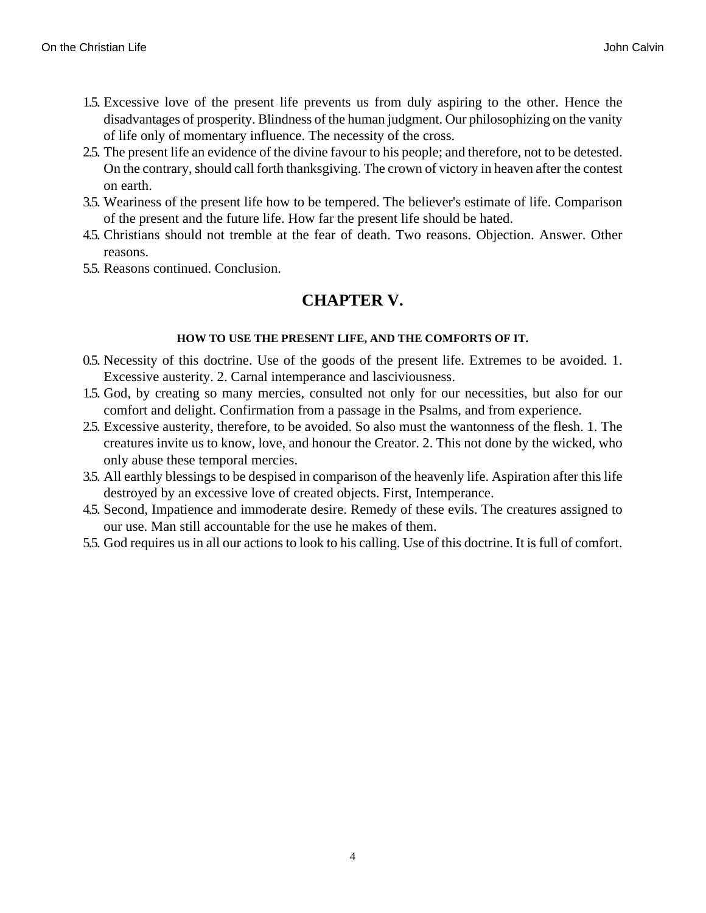1.5. Excessive love of the present life prevents us from duly aspiring to the other. Hence the disadvantages of prosperity. Blindness of the human judgment. Our philosophizing on the vanity of life only of momentary influence. The necessity of the cross.
2.5. The present life an evidence of the divine favour to his people; and therefore, not to be detested. On the contrary, should call forth thanksgiving. The crown of victory in heaven after the contest on earth.
3.5. Weariness of the present life how to be tempered. The believer's estimate of life. Comparison of the present and the future life. How far the present life should be hated.
4.5. Christians should not tremble at the fear of death. Two reasons. Objection. Answer. Other reasons.
5.5. Reasons continued. Conclusion.

## CHAPTER V.

#### HOW TO USE THE PRESENT LIFE, AND THE COMFORTS OF IT.

0.5. Necessity of this doctrine. Use of the goods of the present life. Extremes to be avoided. 1. Excessive austerity. 2. Carnal intemperance and lasciviousness.
1.5. God, by creating so many mercies, consulted not only for our necessities, but also for our comfort and delight. Confirmation from a passage in the Psalms, and from experience.
2.5. Excessive austerity, therefore, to be avoided. So also must the wantonness of the flesh. 1. The creatures invite us to know, love, and honour the Creator. 2. This not done by the wicked, who only abuse these temporal mercies.
3.5. All earthly blessings to be despised in comparison of the heavenly life. Aspiration after this life destroyed by an excessive love of created objects. First, Intemperance.
4.5. Second, Impatience and immoderate desire. Remedy of these evils. The creatures assigned to our use. Man still accountable for the use he makes of them.
5.5. God requires us in all our actions to look to his calling. Use of this doctrine. It is full of comfort.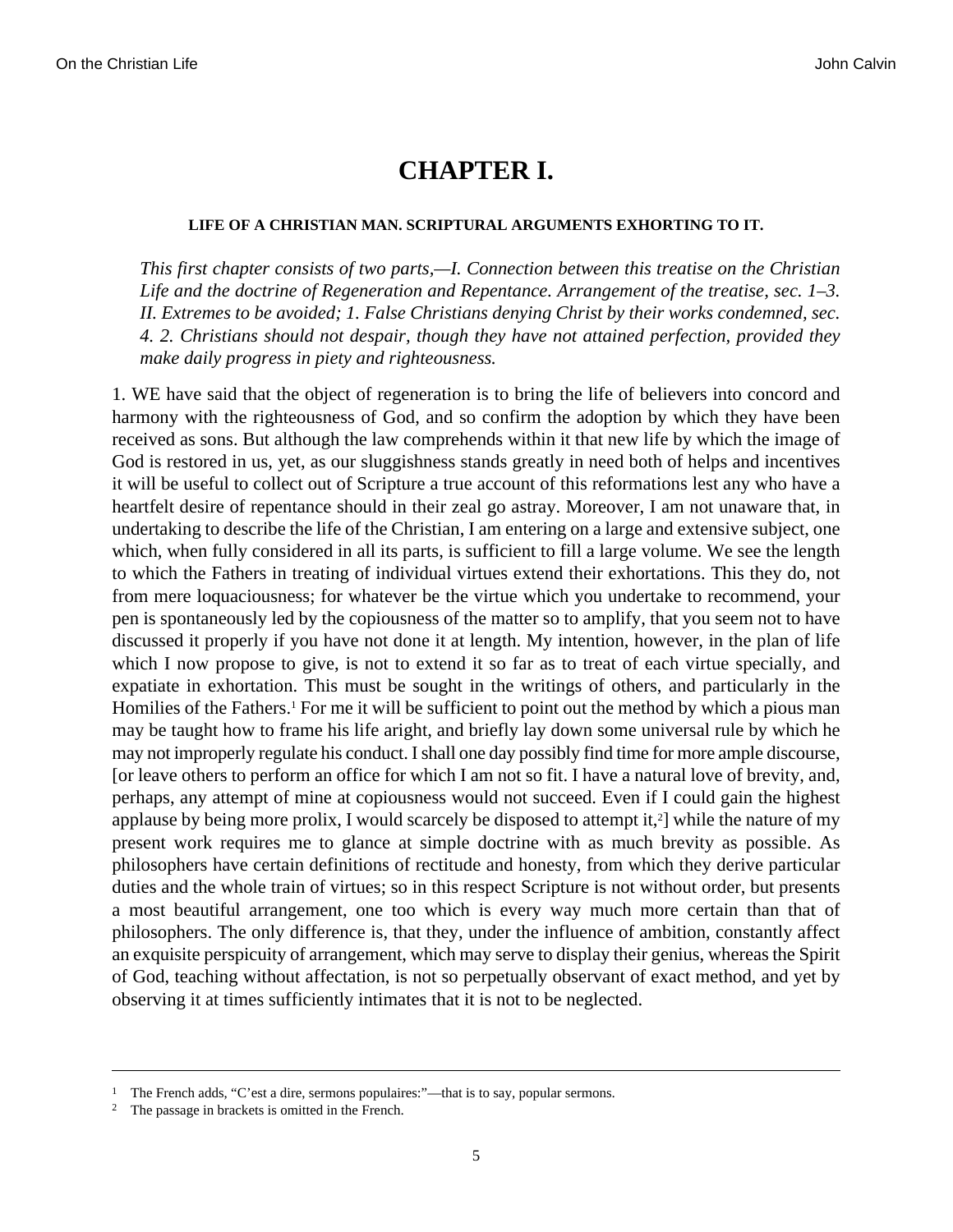# CHAPTER I.

#### LIFE OF A CHRISTIAN MAN. SCRIPTURAL ARGUMENTS EXHORTING TO IT.

*This first chapter consists of two parts,—I. Connection between this treatise on the Christian Life and the doctrine of Regeneration and Repentance. Arrangement of the treatise, sec. 1–3. II. Extremes to be avoided; 1. False Christians denying Christ by their works condemned, sec. 4. 2. Christians should not despair, though they have not attained perfection, provided they make daily progress in piety and righteousness.*

1. WE have said that the object of regeneration is to bring the life of believers into concord and harmony with the righteousness of God, and so confirm the adoption by which they have been received as sons. But although the law comprehends within it that new life by which the image of God is restored in us, yet, as our sluggishness stands greatly in need both of helps and incentives it will be useful to collect out of Scripture a true account of this reformations lest any who have a heartfelt desire of repentance should in their zeal go astray. Moreover, I am not unaware that, in undertaking to describe the life of the Christian, I am entering on a large and extensive subject, one which, when fully considered in all its parts, is sufficient to fill a large volume. We see the length to which the Fathers in treating of individual virtues extend their exhortations. This they do, not from mere loquaciousness; for whatever be the virtue which you undertake to recommend, your pen is spontaneously led by the copiousness of the matter so to amplify, that you seem not to have discussed it properly if you have not done it at length. My intention, however, in the plan of life which I now propose to give, is not to extend it so far as to treat of each virtue specially, and expatiate in exhortation. This must be sought in the writings of others, and particularly in the Homilies of the Fathers.[1] For me it will be sufficient to point out the method by which a pious man may be taught how to frame his life aright, and briefly lay down some universal rule by which he may not improperly regulate his conduct. I shall one day possibly find time for more ample discourse, [or leave others to perform an office for which I am not so fit. I have a natural love of brevity, and, perhaps, any attempt of mine at copiousness would not succeed. Even if I could gain the highest applause by being more prolix, I would scarcely be disposed to attempt it,[2]] while the nature of my present work requires me to glance at simple doctrine with as much brevity as possible. As philosophers have certain definitions of rectitude and honesty, from which they derive particular duties and the whole train of virtues; so in this respect Scripture is not without order, but presents a most beautiful arrangement, one too which is every way much more certain than that of philosophers. The only difference is, that they, under the influence of ambition, constantly affect an exquisite perspicuity of arrangement, which may serve to display their genius, whereas the Spirit of God, teaching without affectation, is not so perpetually observant of exact method, and yet by observing it at times sufficiently intimates that it is not to be neglected.

---

[1] The French adds, "C'est a dire, sermons populaires:"—that is to say, popular sermons.

[2] The passage in brackets is omitted in the French.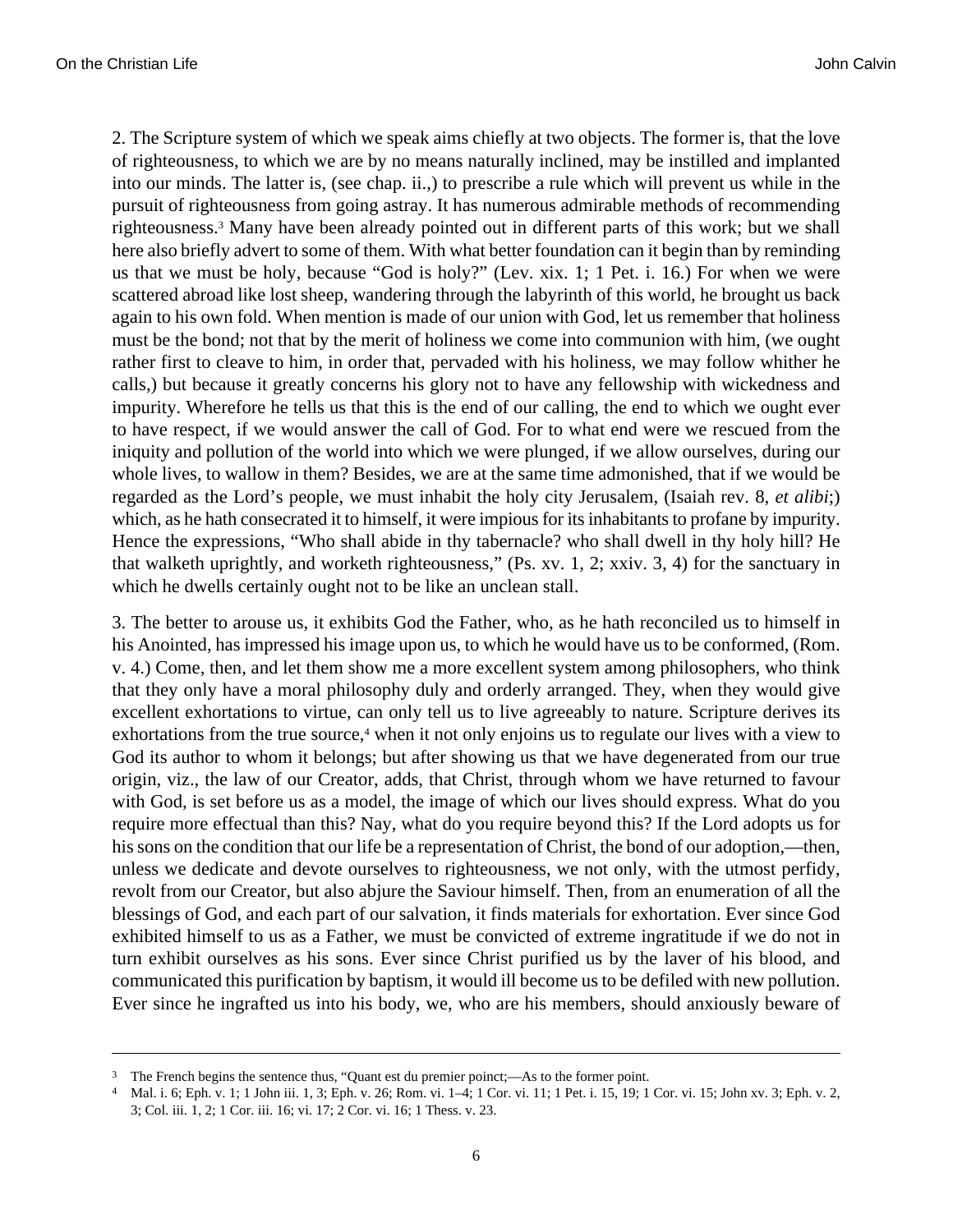2. The Scripture system of which we speak aims chiefly at two objects. The former is, that the love of righteousness, to which we are by no means naturally inclined, may be instilled and implanted into our minds. The latter is, (see chap. ii.,) to prescribe a rule which will prevent us while in the pursuit of righteousness from going astray. It has numerous admirable methods of recommending righteousness.[3] Many have been already pointed out in different parts of this work; but we shall here also briefly advert to some of them. With what better foundation can it begin than by reminding us that we must be holy, because "God is holy?" (Lev. xix. 1; 1 Pet. i. 16.) For when we were scattered abroad like lost sheep, wandering through the labyrinth of this world, he brought us back again to his own fold. When mention is made of our union with God, let us remember that holiness must be the bond; not that by the merit of holiness we come into communion with him, (we ought rather first to cleave to him, in order that, pervaded with his holiness, we may follow whither he calls,) but because it greatly concerns his glory not to have any fellowship with wickedness and impurity. Wherefore he tells us that this is the end of our calling, the end to which we ought ever to have respect, if we would answer the call of God. For to what end were we rescued from the iniquity and pollution of the world into which we were plunged, if we allow ourselves, during our whole lives, to wallow in them? Besides, we are at the same time admonished, that if we would be regarded as the Lord's people, we must inhabit the holy city Jerusalem, (Isaiah rev. 8, *et alibi*;) which, as he hath consecrated it to himself, it were impious for its inhabitants to profane by impurity. Hence the expressions, "Who shall abide in thy tabernacle? who shall dwell in thy holy hill? He that walketh uprightly, and worketh righteousness," (Ps. xv. 1, 2; xxiv. 3, 4) for the sanctuary in which he dwells certainly ought not to be like an unclean stall.

3. The better to arouse us, it exhibits God the Father, who, as he hath reconciled us to himself in his Anointed, has impressed his image upon us, to which he would have us to be conformed, (Rom. v. 4.) Come, then, and let them show me a more excellent system among philosophers, who think that they only have a moral philosophy duly and orderly arranged. They, when they would give excellent exhortations to virtue, can only tell us to live agreeably to nature. Scripture derives its exhortations from the true source,[4] when it not only enjoins us to regulate our lives with a view to God its author to whom it belongs; but after showing us that we have degenerated from our true origin, viz., the law of our Creator, adds, that Christ, through whom we have returned to favour with God, is set before us as a model, the image of which our lives should express. What do you require more effectual than this? Nay, what do you require beyond this? If the Lord adopts us for his sons on the condition that our life be a representation of Christ, the bond of our adoption,—then, unless we dedicate and devote ourselves to righteousness, we not only, with the utmost perfidy, revolt from our Creator, but also abjure the Saviour himself. Then, from an enumeration of all the blessings of God, and each part of our salvation, it finds materials for exhortation. Ever since God exhibited himself to us as a Father, we must be convicted of extreme ingratitude if we do not in turn exhibit ourselves as his sons. Ever since Christ purified us by the laver of his blood, and communicated this purification by baptism, it would ill become us to be defiled with new pollution. Ever since he ingrafted us into his body, we, who are his members, should anxiously beware of

---

[3] The French begins the sentence thus, "Quant est du premier poinct;—As to the former point.

[4] Mal. i. 6; Eph. v. 1; 1 John iii. 1, 3; Eph. v. 26; Rom. vi. 1–4; 1 Cor. vi. 11; 1 Pet. i. 15, 19; 1 Cor. vi. 15; John xv. 3; Eph. v. 2, 3; Col. iii. 1, 2; 1 Cor. iii. 16; vi. 17; 2 Cor. vi. 16; 1 Thess. v. 23.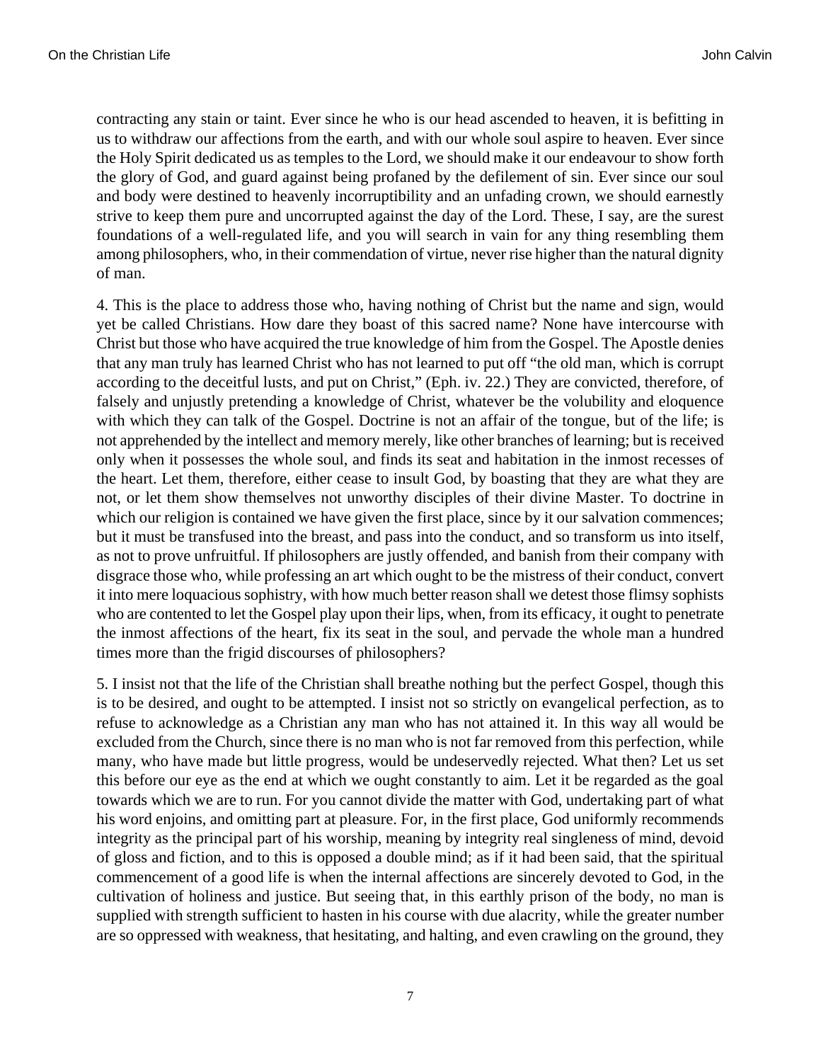contracting any stain or taint. Ever since he who is our head ascended to heaven, it is befitting in us to withdraw our affections from the earth, and with our whole soul aspire to heaven. Ever since the Holy Spirit dedicated us as temples to the Lord, we should make it our endeavour to show forth the glory of God, and guard against being profaned by the defilement of sin. Ever since our soul and body were destined to heavenly incorruptibility and an unfading crown, we should earnestly strive to keep them pure and uncorrupted against the day of the Lord. These, I say, are the surest foundations of a well-regulated life, and you will search in vain for any thing resembling them among philosophers, who, in their commendation of virtue, never rise higher than the natural dignity of man.

4. This is the place to address those who, having nothing of Christ but the name and sign, would yet be called Christians. How dare they boast of this sacred name? None have intercourse with Christ but those who have acquired the true knowledge of him from the Gospel. The Apostle denies that any man truly has learned Christ who has not learned to put off "the old man, which is corrupt according to the deceitful lusts, and put on Christ," (Eph. iv. 22.) They are convicted, therefore, of falsely and unjustly pretending a knowledge of Christ, whatever be the volubility and eloquence with which they can talk of the Gospel. Doctrine is not an affair of the tongue, but of the life; is not apprehended by the intellect and memory merely, like other branches of learning; but is received only when it possesses the whole soul, and finds its seat and habitation in the inmost recesses of the heart. Let them, therefore, either cease to insult God, by boasting that they are what they are not, or let them show themselves not unworthy disciples of their divine Master. To doctrine in which our religion is contained we have given the first place, since by it our salvation commences; but it must be transfused into the breast, and pass into the conduct, and so transform us into itself, as not to prove unfruitful. If philosophers are justly offended, and banish from their company with disgrace those who, while professing an art which ought to be the mistress of their conduct, convert it into mere loquacious sophistry, with how much better reason shall we detest those flimsy sophists who are contented to let the Gospel play upon their lips, when, from its efficacy, it ought to penetrate the inmost affections of the heart, fix its seat in the soul, and pervade the whole man a hundred times more than the frigid discourses of philosophers?

5. I insist not that the life of the Christian shall breathe nothing but the perfect Gospel, though this is to be desired, and ought to be attempted. I insist not so strictly on evangelical perfection, as to refuse to acknowledge as a Christian any man who has not attained it. In this way all would be excluded from the Church, since there is no man who is not far removed from this perfection, while many, who have made but little progress, would be undeservedly rejected. What then? Let us set this before our eye as the end at which we ought constantly to aim. Let it be regarded as the goal towards which we are to run. For you cannot divide the matter with God, undertaking part of what his word enjoins, and omitting part at pleasure. For, in the first place, God uniformly recommends integrity as the principal part of his worship, meaning by integrity real singleness of mind, devoid of gloss and fiction, and to this is opposed a double mind; as if it had been said, that the spiritual commencement of a good life is when the internal affections are sincerely devoted to God, in the cultivation of holiness and justice. But seeing that, in this earthly prison of the body, no man is supplied with strength sufficient to hasten in his course with due alacrity, while the greater number are so oppressed with weakness, that hesitating, and halting, and even crawling on the ground, they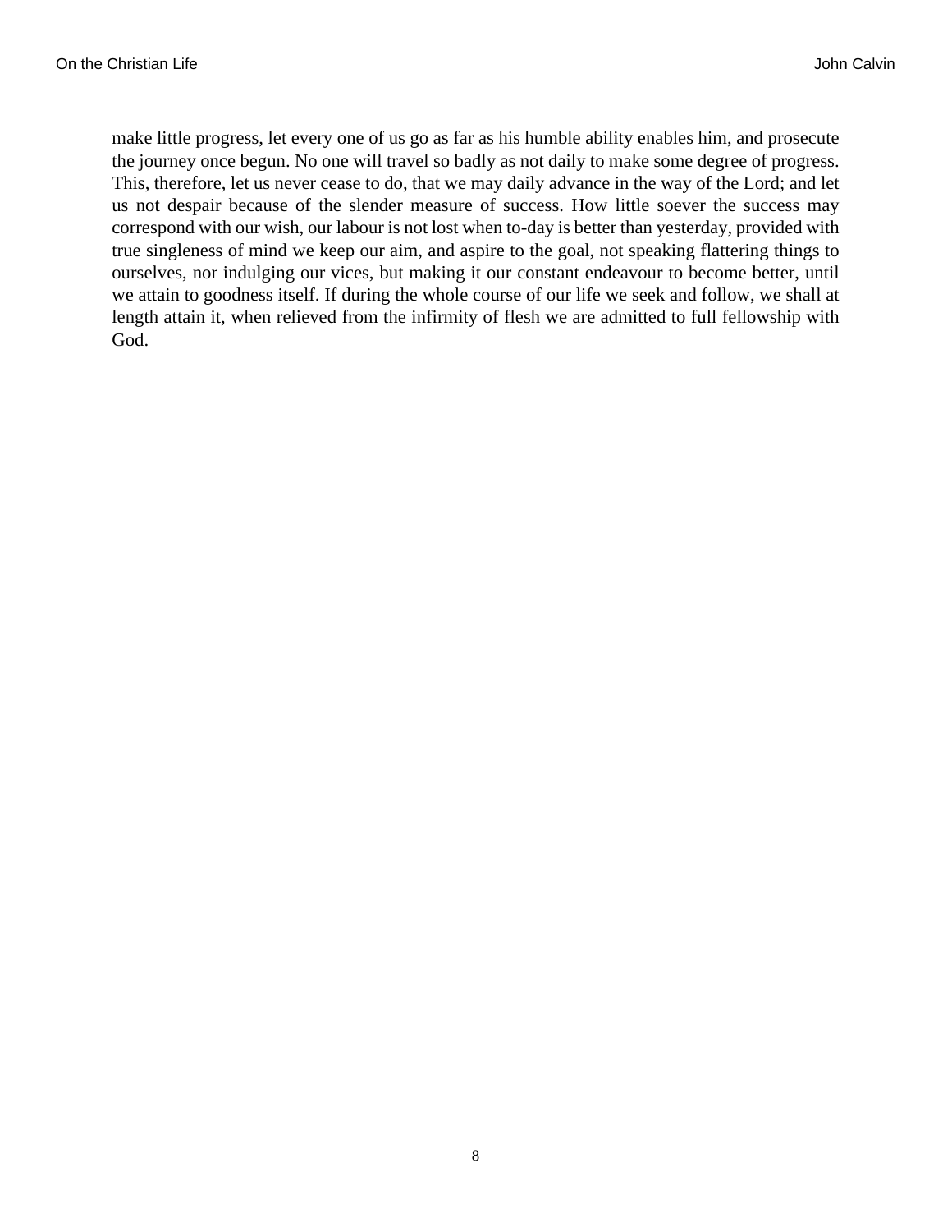make little progress, let every one of us go as far as his humble ability enables him, and prosecute the journey once begun. No one will travel so badly as not daily to make some degree of progress. This, therefore, let us never cease to do, that we may daily advance in the way of the Lord; and let us not despair because of the slender measure of success. How little soever the success may correspond with our wish, our labour is not lost when to-day is better than yesterday, provided with true singleness of mind we keep our aim, and aspire to the goal, not speaking flattering things to ourselves, nor indulging our vices, but making it our constant endeavour to become better, until we attain to goodness itself. If during the whole course of our life we seek and follow, we shall at length attain it, when relieved from the infirmity of flesh we are admitted to full fellowship with God.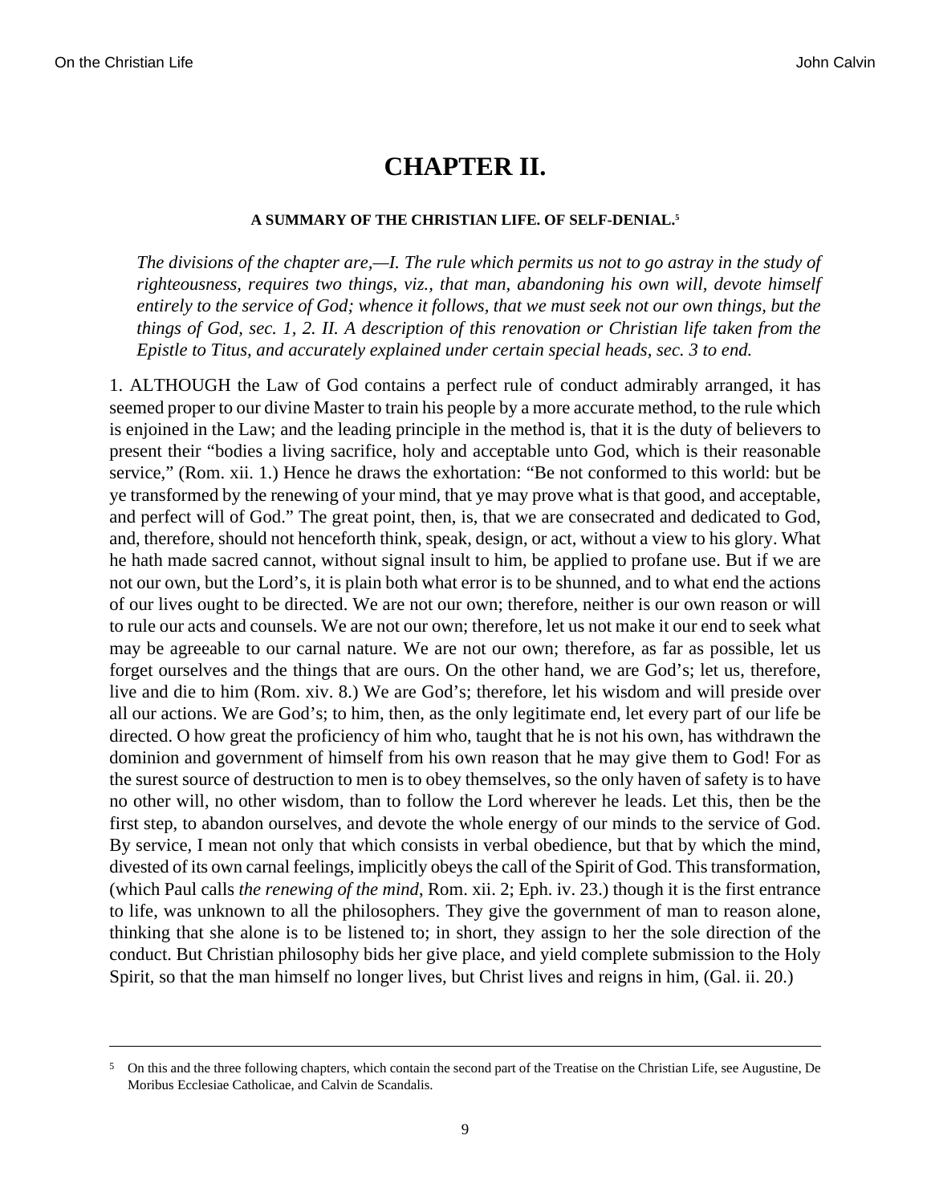# CHAPTER II.

#### A SUMMARY OF THE CHRISTIAN LIFE. OF SELF-DENIAL.[5]

*The divisions of the chapter are,—I. The rule which permits us not to go astray in the study of righteousness, requires two things, viz., that man, abandoning his own will, devote himself entirely to the service of God; whence it follows, that we must seek not our own things, but the things of God, sec. 1, 2. II. A description of this renovation or Christian life taken from the Epistle to Titus, and accurately explained under certain special heads, sec. 3 to end.*

1. ALTHOUGH the Law of God contains a perfect rule of conduct admirably arranged, it has seemed proper to our divine Master to train his people by a more accurate method, to the rule which is enjoined in the Law; and the leading principle in the method is, that it is the duty of believers to present their "bodies a living sacrifice, holy and acceptable unto God, which is their reasonable service," (Rom. xii. 1.) Hence he draws the exhortation: "Be not conformed to this world: but be ye transformed by the renewing of your mind, that ye may prove what is that good, and acceptable, and perfect will of God." The great point, then, is, that we are consecrated and dedicated to God, and, therefore, should not henceforth think, speak, design, or act, without a view to his glory. What he hath made sacred cannot, without signal insult to him, be applied to profane use. But if we are not our own, but the Lord's, it is plain both what error is to be shunned, and to what end the actions of our lives ought to be directed. We are not our own; therefore, neither is our own reason or will to rule our acts and counsels. We are not our own; therefore, let us not make it our end to seek what may be agreeable to our carnal nature. We are not our own; therefore, as far as possible, let us forget ourselves and the things that are ours. On the other hand, we are God's; let us, therefore, live and die to him (Rom. xiv. 8.) We are God's; therefore, let his wisdom and will preside over all our actions. We are God's; to him, then, as the only legitimate end, let every part of our life be directed. O how great the proficiency of him who, taught that he is not his own, has withdrawn the dominion and government of himself from his own reason that he may give them to God! For as the surest source of destruction to men is to obey themselves, so the only haven of safety is to have no other will, no other wisdom, than to follow the Lord wherever he leads. Let this, then be the first step, to abandon ourselves, and devote the whole energy of our minds to the service of God. By service, I mean not only that which consists in verbal obedience, but that by which the mind, divested of its own carnal feelings, implicitly obeys the call of the Spirit of God. This transformation, (which Paul calls *the renewing of the mind*, Rom. xii. 2; Eph. iv. 23.) though it is the first entrance to life, was unknown to all the philosophers. They give the government of man to reason alone, thinking that she alone is to be listened to; in short, they assign to her the sole direction of the conduct. But Christian philosophy bids her give place, and yield complete submission to the Holy Spirit, so that the man himself no longer lives, but Christ lives and reigns in him, (Gal. ii. 20.)

---

[5] On this and the three following chapters, which contain the second part of the Treatise on the Christian Life, see Augustine, De Moribus Ecclesiae Catholicae, and Calvin de Scandalis.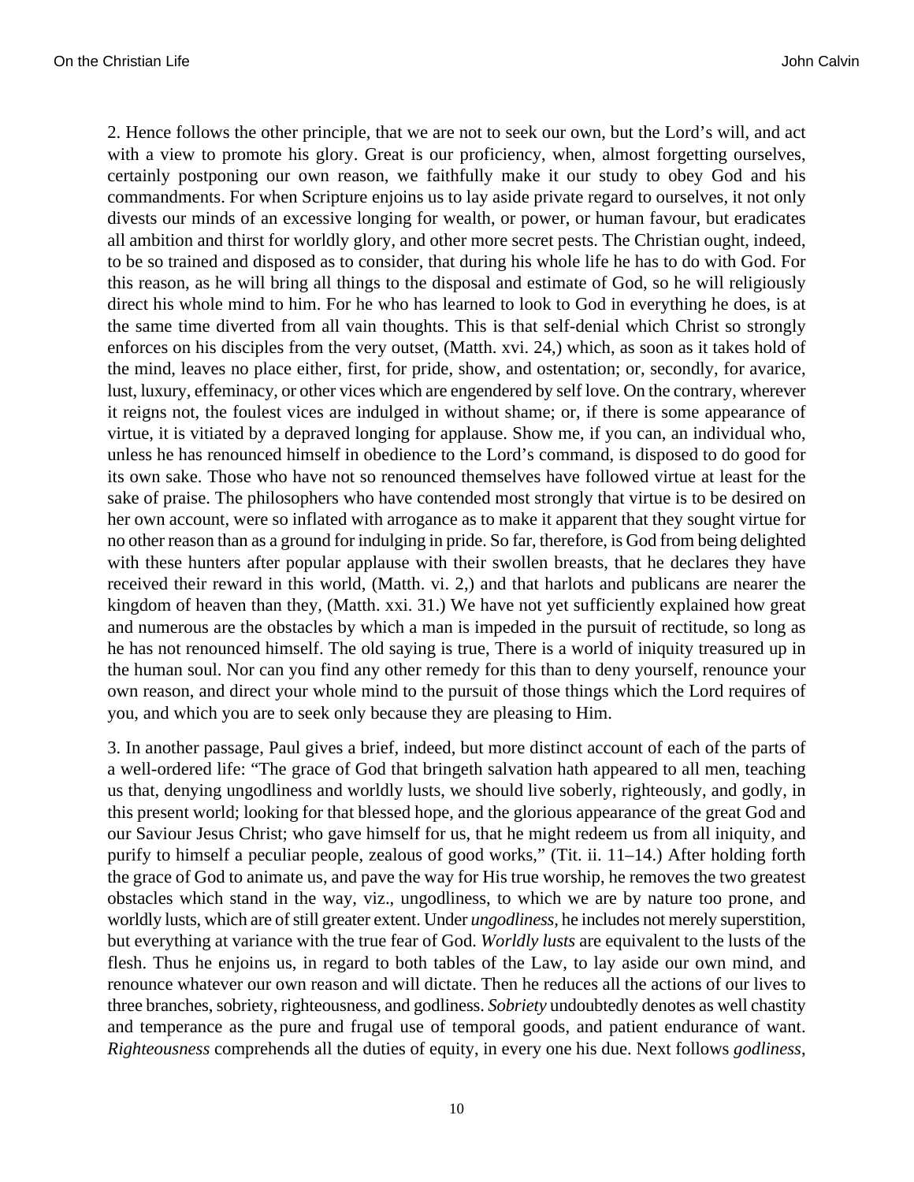2. Hence follows the other principle, that we are not to seek our own, but the Lord's will, and act with a view to promote his glory. Great is our proficiency, when, almost forgetting ourselves, certainly postponing our own reason, we faithfully make it our study to obey God and his commandments. For when Scripture enjoins us to lay aside private regard to ourselves, it not only divests our minds of an excessive longing for wealth, or power, or human favour, but eradicates all ambition and thirst for worldly glory, and other more secret pests. The Christian ought, indeed, to be so trained and disposed as to consider, that during his whole life he has to do with God. For this reason, as he will bring all things to the disposal and estimate of God, so he will religiously direct his whole mind to him. For he who has learned to look to God in everything he does, is at the same time diverted from all vain thoughts. This is that self-denial which Christ so strongly enforces on his disciples from the very outset, (Matth. xvi. 24,) which, as soon as it takes hold of the mind, leaves no place either, first, for pride, show, and ostentation; or, secondly, for avarice, lust, luxury, effeminacy, or other vices which are engendered by self love. On the contrary, wherever it reigns not, the foulest vices are indulged in without shame; or, if there is some appearance of virtue, it is vitiated by a depraved longing for applause. Show me, if you can, an individual who, unless he has renounced himself in obedience to the Lord's command, is disposed to do good for its own sake. Those who have not so renounced themselves have followed virtue at least for the sake of praise. The philosophers who have contended most strongly that virtue is to be desired on her own account, were so inflated with arrogance as to make it apparent that they sought virtue for no other reason than as a ground for indulging in pride. So far, therefore, is God from being delighted with these hunters after popular applause with their swollen breasts, that he declares they have received their reward in this world, (Matth. vi. 2,) and that harlots and publicans are nearer the kingdom of heaven than they, (Matth. xxi. 31.) We have not yet sufficiently explained how great and numerous are the obstacles by which a man is impeded in the pursuit of rectitude, so long as he has not renounced himself. The old saying is true, There is a world of iniquity treasured up in the human soul. Nor can you find any other remedy for this than to deny yourself, renounce your own reason, and direct your whole mind to the pursuit of those things which the Lord requires of you, and which you are to seek only because they are pleasing to Him.

3. In another passage, Paul gives a brief, indeed, but more distinct account of each of the parts of a well-ordered life: "The grace of God that bringeth salvation hath appeared to all men, teaching us that, denying ungodliness and worldly lusts, we should live soberly, righteously, and godly, in this present world; looking for that blessed hope, and the glorious appearance of the great God and our Saviour Jesus Christ; who gave himself for us, that he might redeem us from all iniquity, and purify to himself a peculiar people, zealous of good works," (Tit. ii. 11–14.) After holding forth the grace of God to animate us, and pave the way for His true worship, he removes the two greatest obstacles which stand in the way, viz., ungodliness, to which we are by nature too prone, and worldly lusts, which are of still greater extent. Under *ungodliness*, he includes not merely superstition, but everything at variance with the true fear of God. *Worldly lusts* are equivalent to the lusts of the flesh. Thus he enjoins us, in regard to both tables of the Law, to lay aside our own mind, and renounce whatever our own reason and will dictate. Then he reduces all the actions of our lives to three branches, sobriety, righteousness, and godliness. *Sobriety* undoubtedly denotes as well chastity and temperance as the pure and frugal use of temporal goods, and patient endurance of want. *Righteousness* comprehends all the duties of equity, in every one his due. Next follows *godliness*,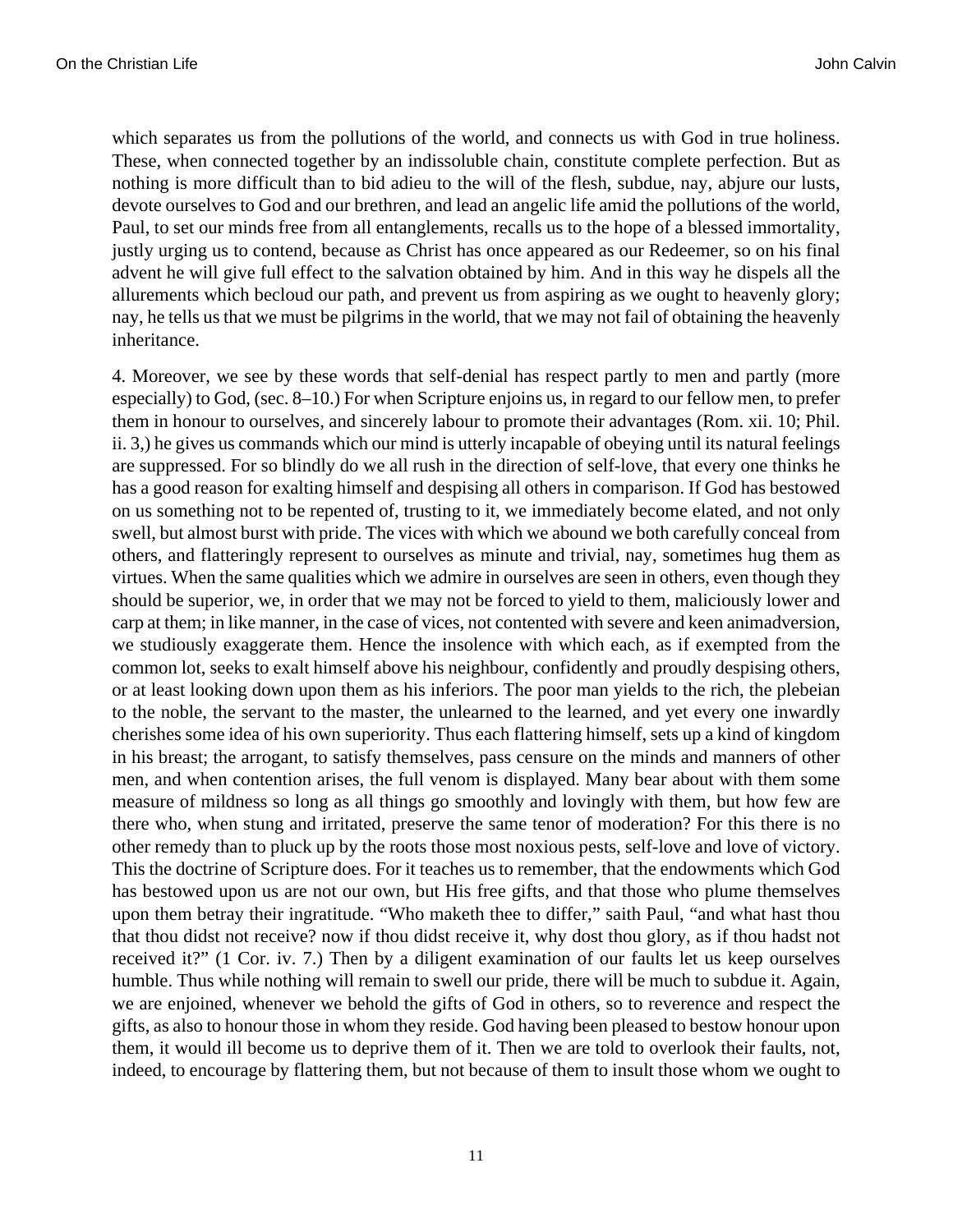which separates us from the pollutions of the world, and connects us with God in true holiness. These, when connected together by an indissoluble chain, constitute complete perfection. But as nothing is more difficult than to bid adieu to the will of the flesh, subdue, nay, abjure our lusts, devote ourselves to God and our brethren, and lead an angelic life amid the pollutions of the world, Paul, to set our minds free from all entanglements, recalls us to the hope of a blessed immortality, justly urging us to contend, because as Christ has once appeared as our Redeemer, so on his final advent he will give full effect to the salvation obtained by him. And in this way he dispels all the allurements which becloud our path, and prevent us from aspiring as we ought to heavenly glory; nay, he tells us that we must be pilgrims in the world, that we may not fail of obtaining the heavenly inheritance.

4. Moreover, we see by these words that self-denial has respect partly to men and partly (more especially) to God, (sec. 8–10.) For when Scripture enjoins us, in regard to our fellow men, to prefer them in honour to ourselves, and sincerely labour to promote their advantages (Rom. xii. 10; Phil. ii. 3,) he gives us commands which our mind is utterly incapable of obeying until its natural feelings are suppressed. For so blindly do we all rush in the direction of self-love, that every one thinks he has a good reason for exalting himself and despising all others in comparison. If God has bestowed on us something not to be repented of, trusting to it, we immediately become elated, and not only swell, but almost burst with pride. The vices with which we abound we both carefully conceal from others, and flatteringly represent to ourselves as minute and trivial, nay, sometimes hug them as virtues. When the same qualities which we admire in ourselves are seen in others, even though they should be superior, we, in order that we may not be forced to yield to them, maliciously lower and carp at them; in like manner, in the case of vices, not contented with severe and keen animadversion, we studiously exaggerate them. Hence the insolence with which each, as if exempted from the common lot, seeks to exalt himself above his neighbour, confidently and proudly despising others, or at least looking down upon them as his inferiors. The poor man yields to the rich, the plebeian to the noble, the servant to the master, the unlearned to the learned, and yet every one inwardly cherishes some idea of his own superiority. Thus each flattering himself, sets up a kind of kingdom in his breast; the arrogant, to satisfy themselves, pass censure on the minds and manners of other men, and when contention arises, the full venom is displayed. Many bear about with them some measure of mildness so long as all things go smoothly and lovingly with them, but how few are there who, when stung and irritated, preserve the same tenor of moderation? For this there is no other remedy than to pluck up by the roots those most noxious pests, self-love and love of victory. This the doctrine of Scripture does. For it teaches us to remember, that the endowments which God has bestowed upon us are not our own, but His free gifts, and that those who plume themselves upon them betray their ingratitude. "Who maketh thee to differ," saith Paul, "and what hast thou that thou didst not receive? now if thou didst receive it, why dost thou glory, as if thou hadst not received it?" (1 Cor. iv. 7.) Then by a diligent examination of our faults let us keep ourselves humble. Thus while nothing will remain to swell our pride, there will be much to subdue it. Again, we are enjoined, whenever we behold the gifts of God in others, so to reverence and respect the gifts, as also to honour those in whom they reside. God having been pleased to bestow honour upon them, it would ill become us to deprive them of it. Then we are told to overlook their faults, not, indeed, to encourage by flattering them, but not because of them to insult those whom we ought to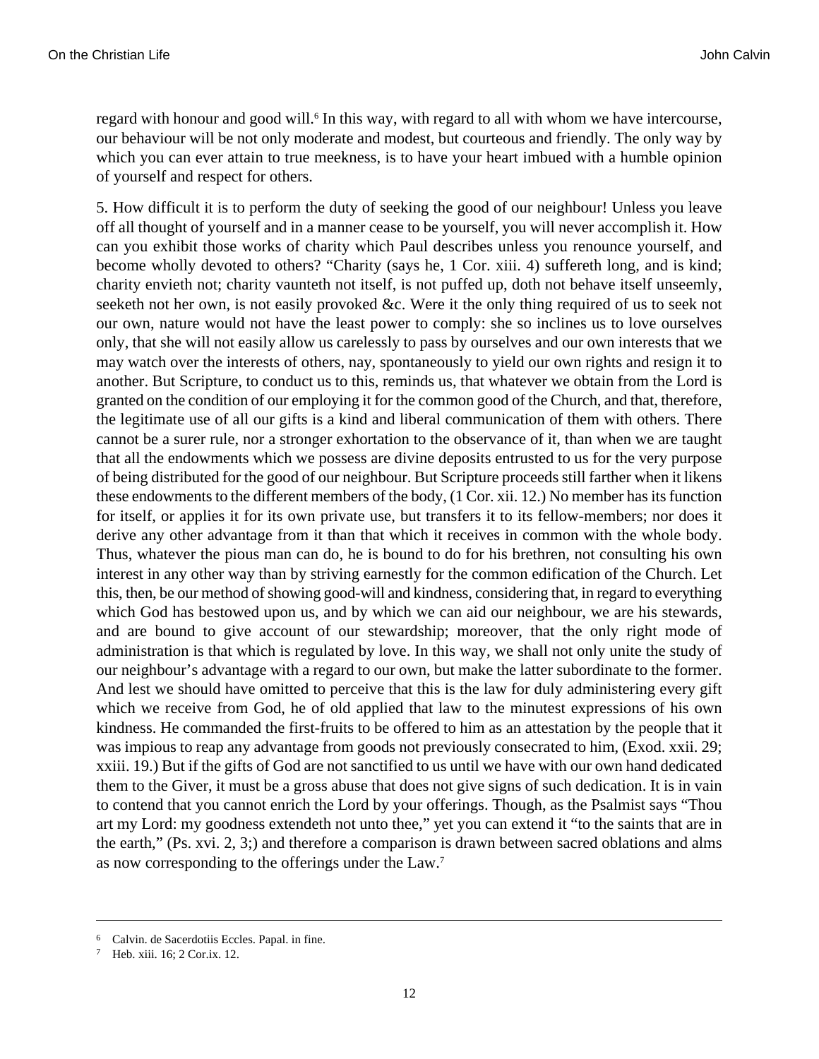regard with honour and good will.[6] In this way, with regard to all with whom we have intercourse, our behaviour will be not only moderate and modest, but courteous and friendly. The only way by which you can ever attain to true meekness, is to have your heart imbued with a humble opinion of yourself and respect for others.

5. How difficult it is to perform the duty of seeking the good of our neighbour! Unless you leave off all thought of yourself and in a manner cease to be yourself, you will never accomplish it. How can you exhibit those works of charity which Paul describes unless you renounce yourself, and become wholly devoted to others? "Charity (says he, 1 Cor. xiii. 4) suffereth long, and is kind; charity envieth not; charity vaunteth not itself, is not puffed up, doth not behave itself unseemly, seeketh not her own, is not easily provoked &c. Were it the only thing required of us to seek not our own, nature would not have the least power to comply: she so inclines us to love ourselves only, that she will not easily allow us carelessly to pass by ourselves and our own interests that we may watch over the interests of others, nay, spontaneously to yield our own rights and resign it to another. But Scripture, to conduct us to this, reminds us, that whatever we obtain from the Lord is granted on the condition of our employing it for the common good of the Church, and that, therefore, the legitimate use of all our gifts is a kind and liberal communication of them with others. There cannot be a surer rule, nor a stronger exhortation to the observance of it, than when we are taught that all the endowments which we possess are divine deposits entrusted to us for the very purpose of being distributed for the good of our neighbour. But Scripture proceeds still farther when it likens these endowments to the different members of the body, (1 Cor. xii. 12.) No member has its function for itself, or applies it for its own private use, but transfers it to its fellow-members; nor does it derive any other advantage from it than that which it receives in common with the whole body. Thus, whatever the pious man can do, he is bound to do for his brethren, not consulting his own interest in any other way than by striving earnestly for the common edification of the Church. Let this, then, be our method of showing good-will and kindness, considering that, in regard to everything which God has bestowed upon us, and by which we can aid our neighbour, we are his stewards, and are bound to give account of our stewardship; moreover, that the only right mode of administration is that which is regulated by love. In this way, we shall not only unite the study of our neighbour's advantage with a regard to our own, but make the latter subordinate to the former. And lest we should have omitted to perceive that this is the law for duly administering every gift which we receive from God, he of old applied that law to the minutest expressions of his own kindness. He commanded the first-fruits to be offered to him as an attestation by the people that it was impious to reap any advantage from goods not previously consecrated to him, (Exod. xxii. 29; xxiii. 19.) But if the gifts of God are not sanctified to us until we have with our own hand dedicated them to the Giver, it must be a gross abuse that does not give signs of such dedication. It is in vain to contend that you cannot enrich the Lord by your offerings. Though, as the Psalmist says "Thou art my Lord: my goodness extendeth not unto thee," yet you can extend it "to the saints that are in the earth," (Ps. xvi. 2, 3;) and therefore a comparison is drawn between sacred oblations and alms as now corresponding to the offerings under the Law.[7]

---

[6] Calvin. de Sacerdotiis Eccles. Papal. in fine.

[7] Heb. xiii. 16; 2 Cor.ix. 12.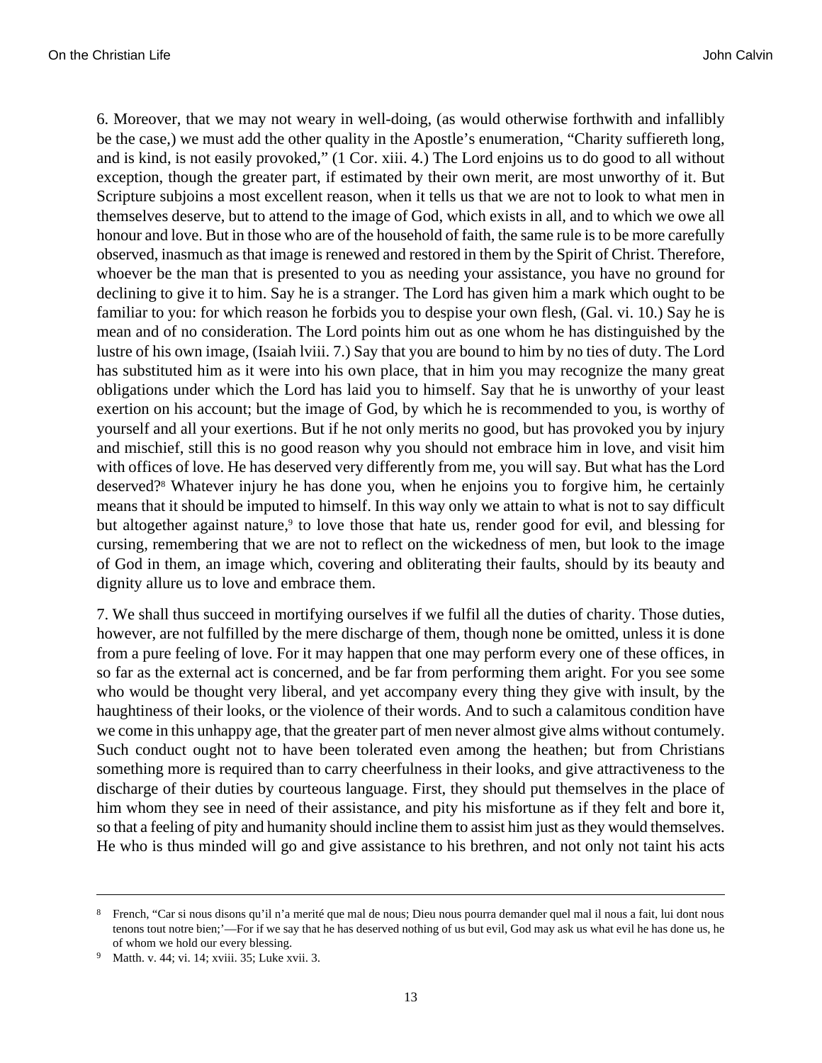6. Moreover, that we may not weary in well-doing, (as would otherwise forthwith and infallibly be the case,) we must add the other quality in the Apostle's enumeration, "Charity suffiereth long, and is kind, is not easily provoked," (1 Cor. xiii. 4.) The Lord enjoins us to do good to all without exception, though the greater part, if estimated by their own merit, are most unworthy of it. But Scripture subjoins a most excellent reason, when it tells us that we are not to look to what men in themselves deserve, but to attend to the image of God, which exists in all, and to which we owe all honour and love. But in those who are of the household of faith, the same rule is to be more carefully observed, inasmuch as that image is renewed and restored in them by the Spirit of Christ. Therefore, whoever be the man that is presented to you as needing your assistance, you have no ground for declining to give it to him. Say he is a stranger. The Lord has given him a mark which ought to be familiar to you: for which reason he forbids you to despise your own flesh, (Gal. vi. 10.) Say he is mean and of no consideration. The Lord points him out as one whom he has distinguished by the lustre of his own image, (Isaiah lviii. 7.) Say that you are bound to him by no ties of duty. The Lord has substituted him as it were into his own place, that in him you may recognize the many great obligations under which the Lord has laid you to himself. Say that he is unworthy of your least exertion on his account; but the image of God, by which he is recommended to you, is worthy of yourself and all your exertions. But if he not only merits no good, but has provoked you by injury and mischief, still this is no good reason why you should not embrace him in love, and visit him with offices of love. He has deserved very differently from me, you will say. But what has the Lord deserved?[8] Whatever injury he has done you, when he enjoins you to forgive him, he certainly means that it should be imputed to himself. In this way only we attain to what is not to say difficult but altogether against nature,[9] to love those that hate us, render good for evil, and blessing for cursing, remembering that we are not to reflect on the wickedness of men, but look to the image of God in them, an image which, covering and obliterating their faults, should by its beauty and dignity allure us to love and embrace them.

7. We shall thus succeed in mortifying ourselves if we fulfil all the duties of charity. Those duties, however, are not fulfilled by the mere discharge of them, though none be omitted, unless it is done from a pure feeling of love. For it may happen that one may perform every one of these offices, in so far as the external act is concerned, and be far from performing them aright. For you see some who would be thought very liberal, and yet accompany every thing they give with insult, by the haughtiness of their looks, or the violence of their words. And to such a calamitous condition have we come in this unhappy age, that the greater part of men never almost give alms without contumely. Such conduct ought not to have been tolerated even among the heathen; but from Christians something more is required than to carry cheerfulness in their looks, and give attractiveness to the discharge of their duties by courteous language. First, they should put themselves in the place of him whom they see in need of their assistance, and pity his misfortune as if they felt and bore it, so that a feeling of pity and humanity should incline them to assist him just as they would themselves. He who is thus minded will go and give assistance to his brethren, and not only not taint his acts

---

[8] French, "Car si nous disons qu'il n'a merité que mal de nous; Dieu nous pourra demander quel mal il nous a fait, lui dont nous tenons tout notre bien;'—For if we say that he has deserved nothing of us but evil, God may ask us what evil he has done us, he of whom we hold our every blessing.

[9] Matth. v. 44; vi. 14; xviii. 35; Luke xvii. 3.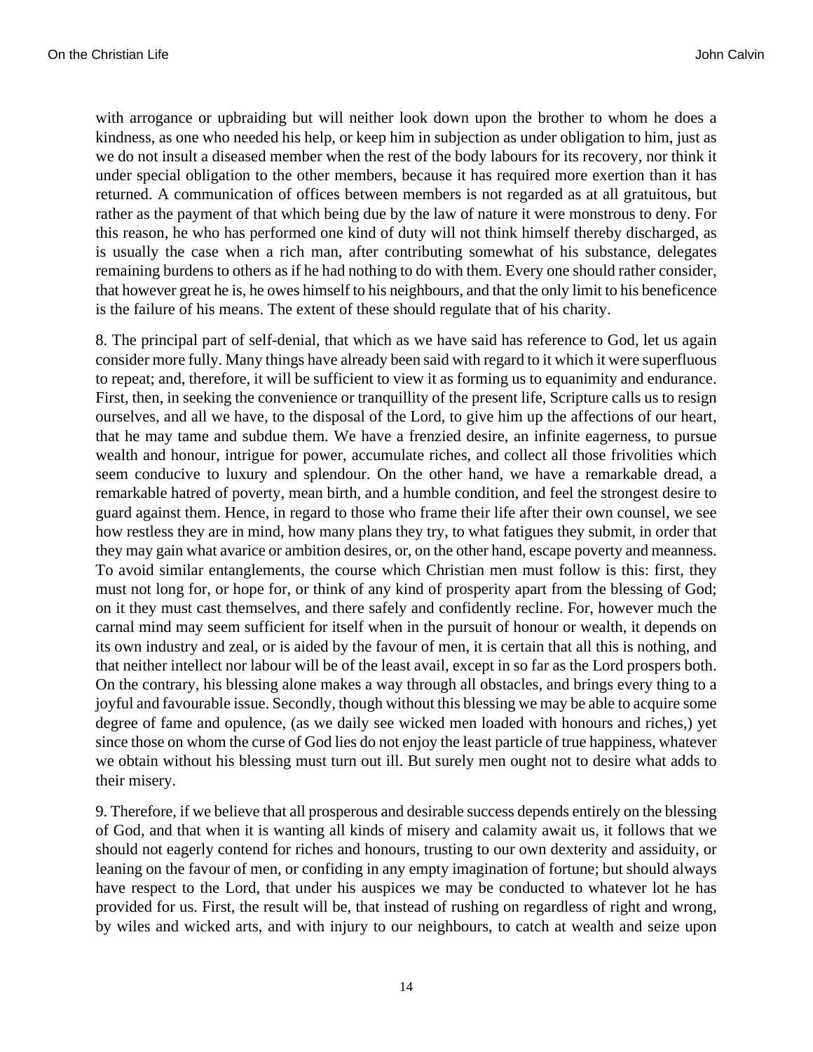with arrogance or upbraiding but will neither look down upon the brother to whom he does a kindness, as one who needed his help, or keep him in subjection as under obligation to him, just as we do not insult a diseased member when the rest of the body labours for its recovery, nor think it under special obligation to the other members, because it has required more exertion than it has returned. A communication of offices between members is not regarded as at all gratuitous, but rather as the payment of that which being due by the law of nature it were monstrous to deny. For this reason, he who has performed one kind of duty will not think himself thereby discharged, as is usually the case when a rich man, after contributing somewhat of his substance, delegates remaining burdens to others as if he had nothing to do with them. Every one should rather consider, that however great he is, he owes himself to his neighbours, and that the only limit to his beneficence is the failure of his means. The extent of these should regulate that of his charity.

8. The principal part of self-denial, that which as we have said has reference to God, let us again consider more fully. Many things have already been said with regard to it which it were superfluous to repeat; and, therefore, it will be sufficient to view it as forming us to equanimity and endurance. First, then, in seeking the convenience or tranquillity of the present life, Scripture calls us to resign ourselves, and all we have, to the disposal of the Lord, to give him up the affections of our heart, that he may tame and subdue them. We have a frenzied desire, an infinite eagerness, to pursue wealth and honour, intrigue for power, accumulate riches, and collect all those frivolities which seem conducive to luxury and splendour. On the other hand, we have a remarkable dread, a remarkable hatred of poverty, mean birth, and a humble condition, and feel the strongest desire to guard against them. Hence, in regard to those who frame their life after their own counsel, we see how restless they are in mind, how many plans they try, to what fatigues they submit, in order that they may gain what avarice or ambition desires, or, on the other hand, escape poverty and meanness. To avoid similar entanglements, the course which Christian men must follow is this: first, they must not long for, or hope for, or think of any kind of prosperity apart from the blessing of God; on it they must cast themselves, and there safely and confidently recline. For, however much the carnal mind may seem sufficient for itself when in the pursuit of honour or wealth, it depends on its own industry and zeal, or is aided by the favour of men, it is certain that all this is nothing, and that neither intellect nor labour will be of the least avail, except in so far as the Lord prospers both. On the contrary, his blessing alone makes a way through all obstacles, and brings every thing to a joyful and favourable issue. Secondly, though without this blessing we may be able to acquire some degree of fame and opulence, (as we daily see wicked men loaded with honours and riches,) yet since those on whom the curse of God lies do not enjoy the least particle of true happiness, whatever we obtain without his blessing must turn out ill. But surely men ought not to desire what adds to their misery.

9. Therefore, if we believe that all prosperous and desirable success depends entirely on the blessing of God, and that when it is wanting all kinds of misery and calamity await us, it follows that we should not eagerly contend for riches and honours, trusting to our own dexterity and assiduity, or leaning on the favour of men, or confiding in any empty imagination of fortune; but should always have respect to the Lord, that under his auspices we may be conducted to whatever lot he has provided for us. First, the result will be, that instead of rushing on regardless of right and wrong, by wiles and wicked arts, and with injury to our neighbours, to catch at wealth and seize upon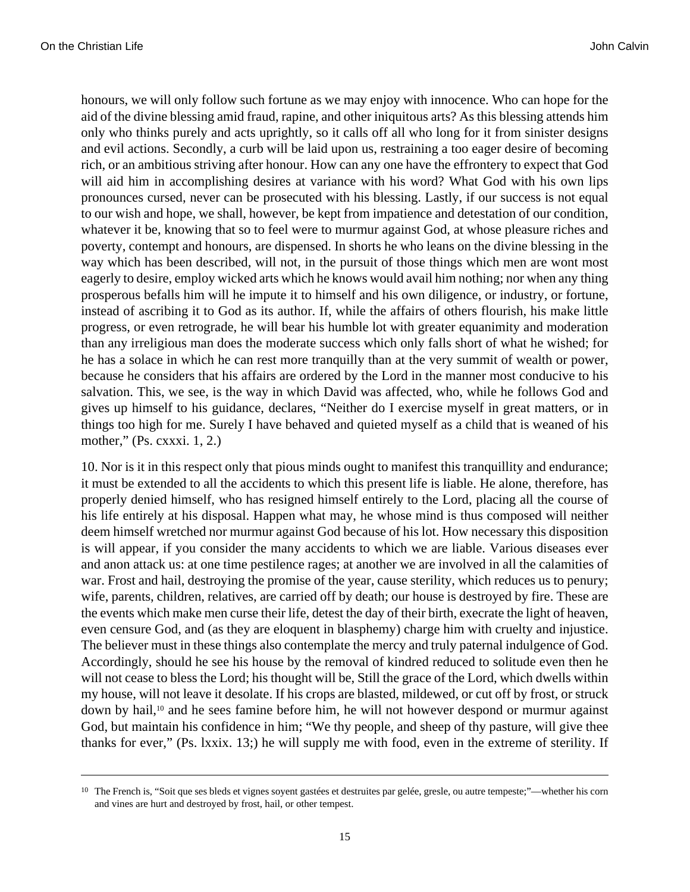honours, we will only follow such fortune as we may enjoy with innocence. Who can hope for the aid of the divine blessing amid fraud, rapine, and other iniquitous arts? As this blessing attends him only who thinks purely and acts uprightly, so it calls off all who long for it from sinister designs and evil actions. Secondly, a curb will be laid upon us, restraining a too eager desire of becoming rich, or an ambitious striving after honour. How can any one have the effrontery to expect that God will aid him in accomplishing desires at variance with his word? What God with his own lips pronounces cursed, never can be prosecuted with his blessing. Lastly, if our success is not equal to our wish and hope, we shall, however, be kept from impatience and detestation of our condition, whatever it be, knowing that so to feel were to murmur against God, at whose pleasure riches and poverty, contempt and honours, are dispensed. In shorts he who leans on the divine blessing in the way which has been described, will not, in the pursuit of those things which men are wont most eagerly to desire, employ wicked arts which he knows would avail him nothing; nor when any thing prosperous befalls him will he impute it to himself and his own diligence, or industry, or fortune, instead of ascribing it to God as its author. If, while the affairs of others flourish, his make little progress, or even retrograde, he will bear his humble lot with greater equanimity and moderation than any irreligious man does the moderate success which only falls short of what he wished; for he has a solace in which he can rest more tranquilly than at the very summit of wealth or power, because he considers that his affairs are ordered by the Lord in the manner most conducive to his salvation. This, we see, is the way in which David was affected, who, while he follows God and gives up himself to his guidance, declares, "Neither do I exercise myself in great matters, or in things too high for me. Surely I have behaved and quieted myself as a child that is weaned of his mother," (Ps. cxxxi. 1, 2.)

10. Nor is it in this respect only that pious minds ought to manifest this tranquillity and endurance; it must be extended to all the accidents to which this present life is liable. He alone, therefore, has properly denied himself, who has resigned himself entirely to the Lord, placing all the course of his life entirely at his disposal. Happen what may, he whose mind is thus composed will neither deem himself wretched nor murmur against God because of his lot. How necessary this disposition is will appear, if you consider the many accidents to which we are liable. Various diseases ever and anon attack us: at one time pestilence rages; at another we are involved in all the calamities of war. Frost and hail, destroying the promise of the year, cause sterility, which reduces us to penury; wife, parents, children, relatives, are carried off by death; our house is destroyed by fire. These are the events which make men curse their life, detest the day of their birth, execrate the light of heaven, even censure God, and (as they are eloquent in blasphemy) charge him with cruelty and injustice. The believer must in these things also contemplate the mercy and truly paternal indulgence of God. Accordingly, should he see his house by the removal of kindred reduced to solitude even then he will not cease to bless the Lord; his thought will be, Still the grace of the Lord, which dwells within my house, will not leave it desolate. If his crops are blasted, mildewed, or cut off by frost, or struck down by hail,[10] and he sees famine before him, he will not however despond or murmur against God, but maintain his confidence in him; "We thy people, and sheep of thy pasture, will give thee thanks for ever," (Ps. lxxix. 13;) he will supply me with food, even in the extreme of sterility. If

[10] The French is, "Soit que ses bleds et vignes soyent gastées et destruites par gelée, gresle, ou autre tempeste;"—whether his corn and vines are hurt and destroyed by frost, hail, or other tempest.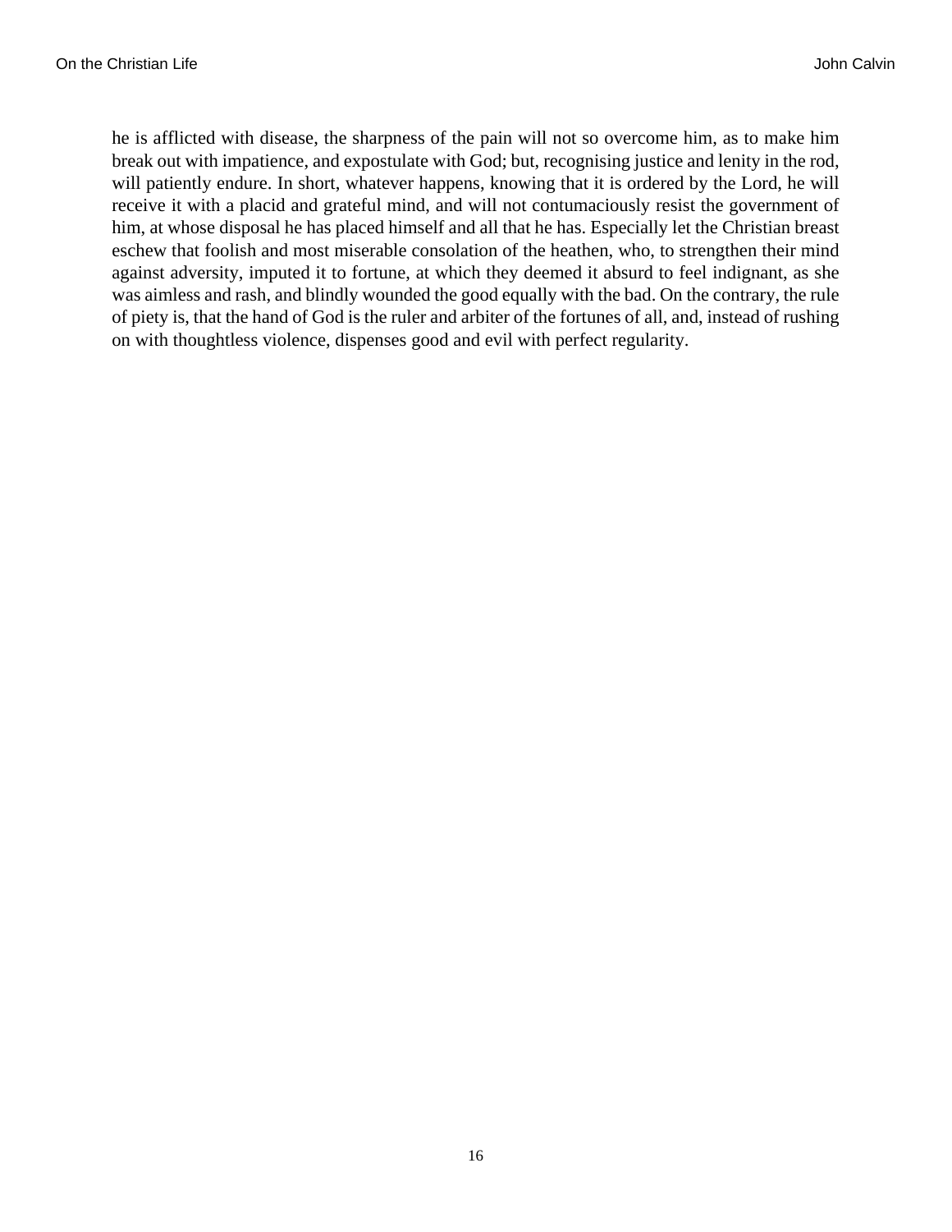he is afflicted with disease, the sharpness of the pain will not so overcome him, as to make him break out with impatience, and expostulate with God; but, recognising justice and lenity in the rod, will patiently endure. In short, whatever happens, knowing that it is ordered by the Lord, he will receive it with a placid and grateful mind, and will not contumaciously resist the government of him, at whose disposal he has placed himself and all that he has. Especially let the Christian breast eschew that foolish and most miserable consolation of the heathen, who, to strengthen their mind against adversity, imputed it to fortune, at which they deemed it absurd to feel indignant, as she was aimless and rash, and blindly wounded the good equally with the bad. On the contrary, the rule of piety is, that the hand of God is the ruler and arbiter of the fortunes of all, and, instead of rushing on with thoughtless violence, dispenses good and evil with perfect regularity.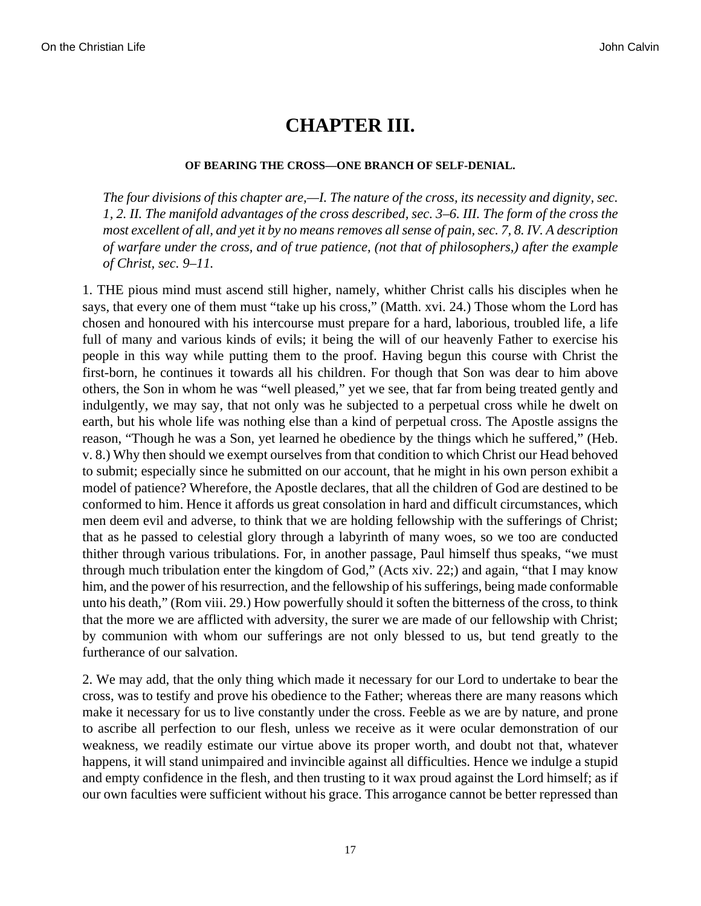# CHAPTER III.

#### OF BEARING THE CROSS—ONE BRANCH OF SELF-DENIAL.

*The four divisions of this chapter are,—I. The nature of the cross, its necessity and dignity, sec. 1, 2. II. The manifold advantages of the cross described, sec. 3–6. III. The form of the cross the most excellent of all, and yet it by no means removes all sense of pain, sec. 7, 8. IV. A description of warfare under the cross, and of true patience, (not that of philosophers,) after the example of Christ, sec. 9–11.*

1. THE pious mind must ascend still higher, namely, whither Christ calls his disciples when he says, that every one of them must "take up his cross," (Matth. xvi. 24.) Those whom the Lord has chosen and honoured with his intercourse must prepare for a hard, laborious, troubled life, a life full of many and various kinds of evils; it being the will of our heavenly Father to exercise his people in this way while putting them to the proof. Having begun this course with Christ the first-born, he continues it towards all his children. For though that Son was dear to him above others, the Son in whom he was "well pleased," yet we see, that far from being treated gently and indulgently, we may say, that not only was he subjected to a perpetual cross while he dwelt on earth, but his whole life was nothing else than a kind of perpetual cross. The Apostle assigns the reason, "Though he was a Son, yet learned he obedience by the things which he suffered," (Heb. v. 8.) Why then should we exempt ourselves from that condition to which Christ our Head behoved to submit; especially since he submitted on our account, that he might in his own person exhibit a model of patience? Wherefore, the Apostle declares, that all the children of God are destined to be conformed to him. Hence it affords us great consolation in hard and difficult circumstances, which men deem evil and adverse, to think that we are holding fellowship with the sufferings of Christ; that as he passed to celestial glory through a labyrinth of many woes, so we too are conducted thither through various tribulations. For, in another passage, Paul himself thus speaks, "we must through much tribulation enter the kingdom of God," (Acts xiv. 22;) and again, "that I may know him, and the power of his resurrection, and the fellowship of his sufferings, being made conformable unto his death," (Rom viii. 29.) How powerfully should it soften the bitterness of the cross, to think that the more we are afflicted with adversity, the surer we are made of our fellowship with Christ; by communion with whom our sufferings are not only blessed to us, but tend greatly to the furtherance of our salvation.

2. We may add, that the only thing which made it necessary for our Lord to undertake to bear the cross, was to testify and prove his obedience to the Father; whereas there are many reasons which make it necessary for us to live constantly under the cross. Feeble as we are by nature, and prone to ascribe all perfection to our flesh, unless we receive as it were ocular demonstration of our weakness, we readily estimate our virtue above its proper worth, and doubt not that, whatever happens, it will stand unimpaired and invincible against all difficulties. Hence we indulge a stupid and empty confidence in the flesh, and then trusting to it wax proud against the Lord himself; as if our own faculties were sufficient without his grace. This arrogance cannot be better repressed than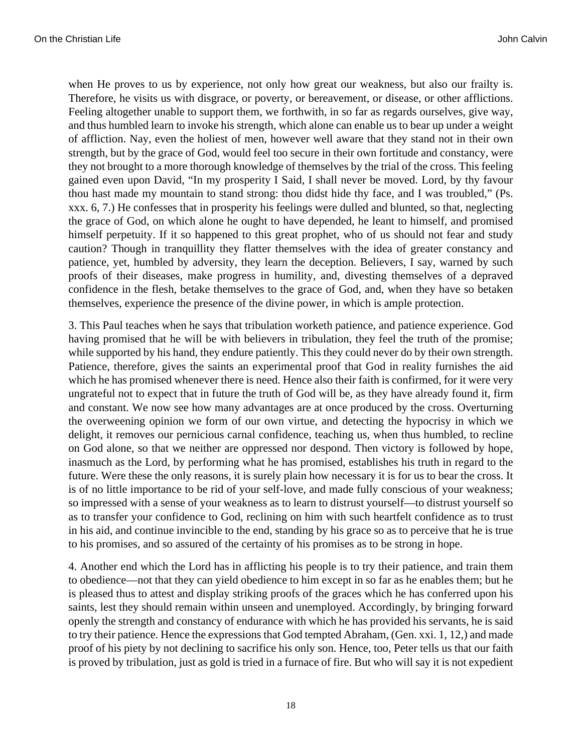when He proves to us by experience, not only how great our weakness, but also our frailty is. Therefore, he visits us with disgrace, or poverty, or bereavement, or disease, or other afflictions. Feeling altogether unable to support them, we forthwith, in so far as regards ourselves, give way, and thus humbled learn to invoke his strength, which alone can enable us to bear up under a weight of affliction. Nay, even the holiest of men, however well aware that they stand not in their own strength, but by the grace of God, would feel too secure in their own fortitude and constancy, were they not brought to a more thorough knowledge of themselves by the trial of the cross. This feeling gained even upon David, "In my prosperity I Said, I shall never be moved. Lord, by thy favour thou hast made my mountain to stand strong: thou didst hide thy face, and I was troubled," (Ps. xxx. 6, 7.) He confesses that in prosperity his feelings were dulled and blunted, so that, neglecting the grace of God, on which alone he ought to have depended, he leant to himself, and promised himself perpetuity. If it so happened to this great prophet, who of us should not fear and study caution? Though in tranquillity they flatter themselves with the idea of greater constancy and patience, yet, humbled by adversity, they learn the deception. Believers, I say, warned by such proofs of their diseases, make progress in humility, and, divesting themselves of a depraved confidence in the flesh, betake themselves to the grace of God, and, when they have so betaken themselves, experience the presence of the divine power, in which is ample protection.

3. This Paul teaches when he says that tribulation worketh patience, and patience experience. God having promised that he will be with believers in tribulation, they feel the truth of the promise; while supported by his hand, they endure patiently. This they could never do by their own strength. Patience, therefore, gives the saints an experimental proof that God in reality furnishes the aid which he has promised whenever there is need. Hence also their faith is confirmed, for it were very ungrateful not to expect that in future the truth of God will be, as they have already found it, firm and constant. We now see how many advantages are at once produced by the cross. Overturning the overweening opinion we form of our own virtue, and detecting the hypocrisy in which we delight, it removes our pernicious carnal confidence, teaching us, when thus humbled, to recline on God alone, so that we neither are oppressed nor despond. Then victory is followed by hope, inasmuch as the Lord, by performing what he has promised, establishes his truth in regard to the future. Were these the only reasons, it is surely plain how necessary it is for us to bear the cross. It is of no little importance to be rid of your self-love, and made fully conscious of your weakness; so impressed with a sense of your weakness as to learn to distrust yourself—to distrust yourself so as to transfer your confidence to God, reclining on him with such heartfelt confidence as to trust in his aid, and continue invincible to the end, standing by his grace so as to perceive that he is true to his promises, and so assured of the certainty of his promises as to be strong in hope.

4. Another end which the Lord has in afflicting his people is to try their patience, and train them to obedience—not that they can yield obedience to him except in so far as he enables them; but he is pleased thus to attest and display striking proofs of the graces which he has conferred upon his saints, lest they should remain within unseen and unemployed. Accordingly, by bringing forward openly the strength and constancy of endurance with which he has provided his servants, he is said to try their patience. Hence the expressions that God tempted Abraham, (Gen. xxi. 1, 12,) and made proof of his piety by not declining to sacrifice his only son. Hence, too, Peter tells us that our faith is proved by tribulation, just as gold is tried in a furnace of fire. But who will say it is not expedient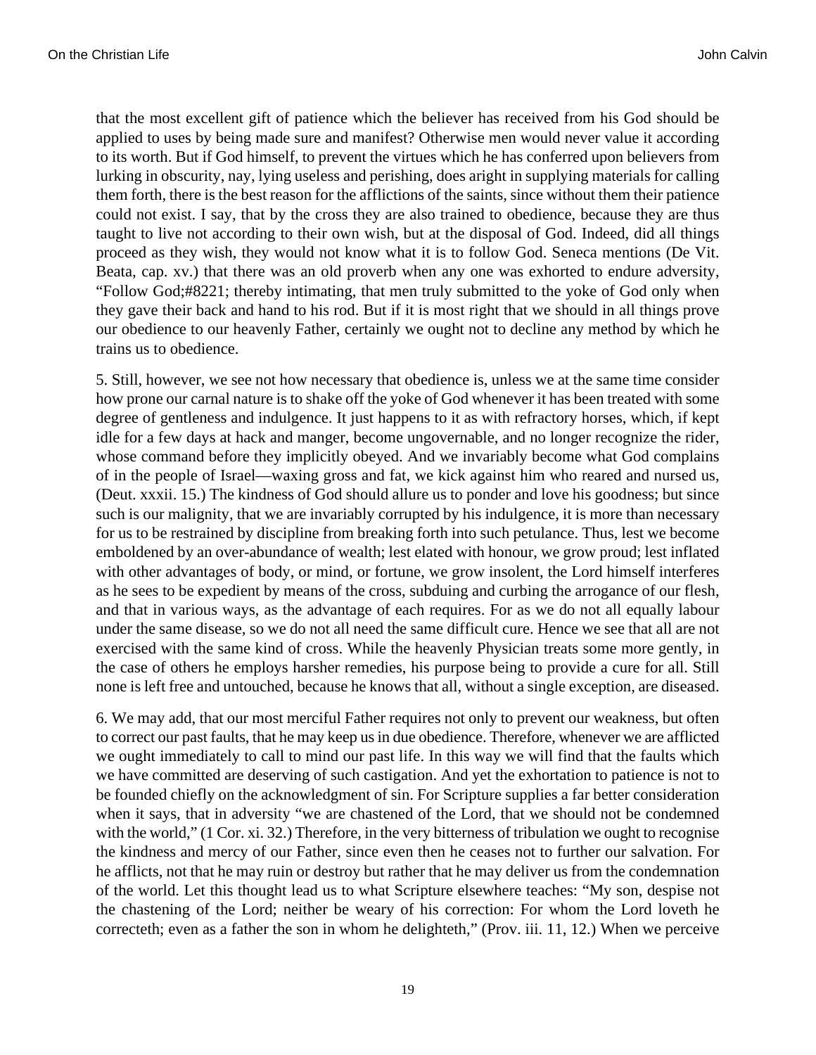that the most excellent gift of patience which the believer has received from his God should be applied to uses by being made sure and manifest? Otherwise men would never value it according to its worth. But if God himself, to prevent the virtues which he has conferred upon believers from lurking in obscurity, nay, lying useless and perishing, does aright in supplying materials for calling them forth, there is the best reason for the afflictions of the saints, since without them their patience could not exist. I say, that by the cross they are also trained to obedience, because they are thus taught to live not according to their own wish, but at the disposal of God. Indeed, did all things proceed as they wish, they would not know what it is to follow God. Seneca mentions (De Vit. Beata, cap. xv.) that there was an old proverb when any one was exhorted to endure adversity, “Follow God;#8221; thereby intimating, that men truly submitted to the yoke of God only when they gave their back and hand to his rod. But if it is most right that we should in all things prove our obedience to our heavenly Father, certainly we ought not to decline any method by which he trains us to obedience.

5. Still, however, we see not how necessary that obedience is, unless we at the same time consider how prone our carnal nature is to shake off the yoke of God whenever it has been treated with some degree of gentleness and indulgence. It just happens to it as with refractory horses, which, if kept idle for a few days at hack and manger, become ungovernable, and no longer recognize the rider, whose command before they implicitly obeyed. And we invariably become what God complains of in the people of Israel—waxing gross and fat, we kick against him who reared and nursed us, (Deut. xxxii. 15.) The kindness of God should allure us to ponder and love his goodness; but since such is our malignity, that we are invariably corrupted by his indulgence, it is more than necessary for us to be restrained by discipline from breaking forth into such petulance. Thus, lest we become emboldened by an over-abundance of wealth; lest elated with honour, we grow proud; lest inflated with other advantages of body, or mind, or fortune, we grow insolent, the Lord himself interferes as he sees to be expedient by means of the cross, subduing and curbing the arrogance of our flesh, and that in various ways, as the advantage of each requires. For as we do not all equally labour under the same disease, so we do not all need the same difficult cure. Hence we see that all are not exercised with the same kind of cross. While the heavenly Physician treats some more gently, in the case of others he employs harsher remedies, his purpose being to provide a cure for all. Still none is left free and untouched, because he knows that all, without a single exception, are diseased.

6. We may add, that our most merciful Father requires not only to prevent our weakness, but often to correct our past faults, that he may keep us in due obedience. Therefore, whenever we are afflicted we ought immediately to call to mind our past life. In this way we will find that the faults which we have committed are deserving of such castigation. And yet the exhortation to patience is not to be founded chiefly on the acknowledgment of sin. For Scripture supplies a far better consideration when it says, that in adversity “we are chastened of the Lord, that we should not be condemned with the world,” (1 Cor. xi. 32.) Therefore, in the very bitterness of tribulation we ought to recognise the kindness and mercy of our Father, since even then he ceases not to further our salvation. For he afflicts, not that he may ruin or destroy but rather that he may deliver us from the condemnation of the world. Let this thought lead us to what Scripture elsewhere teaches: “My son, despise not the chastening of the Lord; neither be weary of his correction: For whom the Lord loveth he correcteth; even as a father the son in whom he delighteth,” (Prov. iii. 11, 12.) When we perceive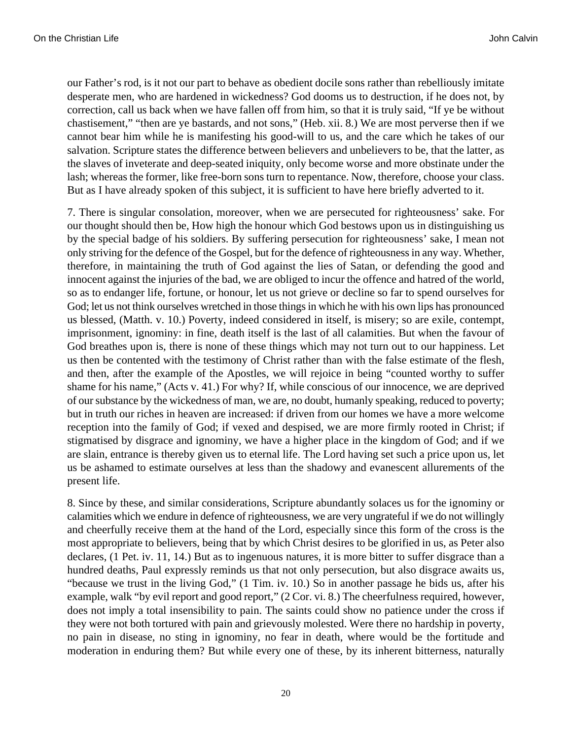our Father's rod, is it not our part to behave as obedient docile sons rather than rebelliously imitate desperate men, who are hardened in wickedness? God dooms us to destruction, if he does not, by correction, call us back when we have fallen off from him, so that it is truly said, "If ye be without chastisement," "then are ye bastards, and not sons," (Heb. xii. 8.) We are most perverse then if we cannot bear him while he is manifesting his good-will to us, and the care which he takes of our salvation. Scripture states the difference between believers and unbelievers to be, that the latter, as the slaves of inveterate and deep-seated iniquity, only become worse and more obstinate under the lash; whereas the former, like free-born sons turn to repentance. Now, therefore, choose your class. But as I have already spoken of this subject, it is sufficient to have here briefly adverted to it.

7. There is singular consolation, moreover, when we are persecuted for righteousness' sake. For our thought should then be, How high the honour which God bestows upon us in distinguishing us by the special badge of his soldiers. By suffering persecution for righteousness' sake, I mean not only striving for the defence of the Gospel, but for the defence of righteousness in any way. Whether, therefore, in maintaining the truth of God against the lies of Satan, or defending the good and innocent against the injuries of the bad, we are obliged to incur the offence and hatred of the world, so as to endanger life, fortune, or honour, let us not grieve or decline so far to spend ourselves for God; let us not think ourselves wretched in those things in which he with his own lips has pronounced us blessed, (Matth. v. 10.) Poverty, indeed considered in itself, is misery; so are exile, contempt, imprisonment, ignominy: in fine, death itself is the last of all calamities. But when the favour of God breathes upon is, there is none of these things which may not turn out to our happiness. Let us then be contented with the testimony of Christ rather than with the false estimate of the flesh, and then, after the example of the Apostles, we will rejoice in being "counted worthy to suffer shame for his name," (Acts v. 41.) For why? If, while conscious of our innocence, we are deprived of our substance by the wickedness of man, we are, no doubt, humanly speaking, reduced to poverty; but in truth our riches in heaven are increased: if driven from our homes we have a more welcome reception into the family of God; if vexed and despised, we are more firmly rooted in Christ; if stigmatised by disgrace and ignominy, we have a higher place in the kingdom of God; and if we are slain, entrance is thereby given us to eternal life. The Lord having set such a price upon us, let us be ashamed to estimate ourselves at less than the shadowy and evanescent allurements of the present life.

8. Since by these, and similar considerations, Scripture abundantly solaces us for the ignominy or calamities which we endure in defence of righteousness, we are very ungrateful if we do not willingly and cheerfully receive them at the hand of the Lord, especially since this form of the cross is the most appropriate to believers, being that by which Christ desires to be glorified in us, as Peter also declares, (1 Pet. iv. 11, 14.) But as to ingenuous natures, it is more bitter to suffer disgrace than a hundred deaths, Paul expressly reminds us that not only persecution, but also disgrace awaits us, "because we trust in the living God," (1 Tim. iv. 10.) So in another passage he bids us, after his example, walk "by evil report and good report," (2 Cor. vi. 8.) The cheerfulness required, however, does not imply a total insensibility to pain. The saints could show no patience under the cross if they were not both tortured with pain and grievously molested. Were there no hardship in poverty, no pain in disease, no sting in ignominy, no fear in death, where would be the fortitude and moderation in enduring them? But while every one of these, by its inherent bitterness, naturally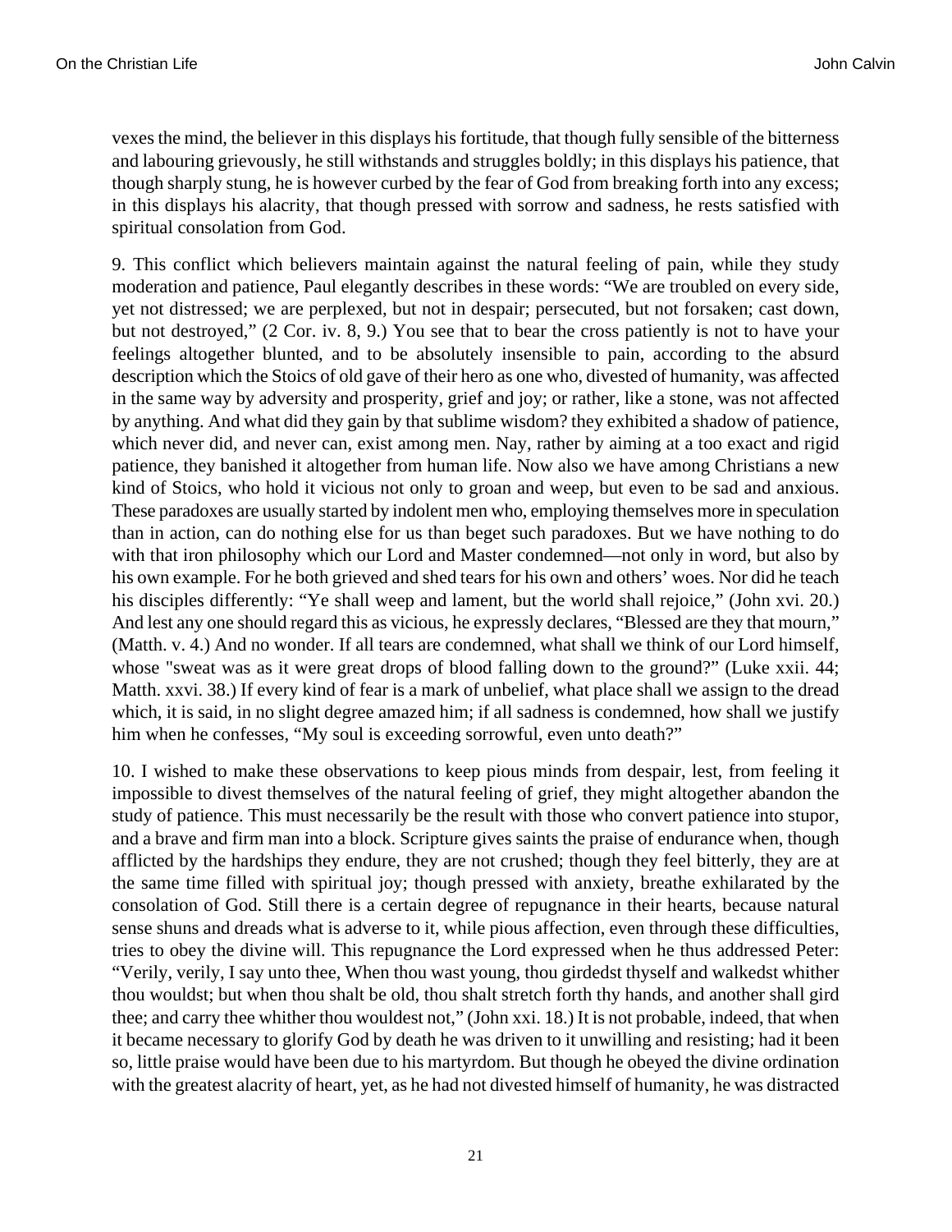vexes the mind, the believer in this displays his fortitude, that though fully sensible of the bitterness and labouring grievously, he still withstands and struggles boldly; in this displays his patience, that though sharply stung, he is however curbed by the fear of God from breaking forth into any excess; in this displays his alacrity, that though pressed with sorrow and sadness, he rests satisfied with spiritual consolation from God.

9. This conflict which believers maintain against the natural feeling of pain, while they study moderation and patience, Paul elegantly describes in these words: "We are troubled on every side, yet not distressed; we are perplexed, but not in despair; persecuted, but not forsaken; cast down, but not destroyed," (2 Cor. iv. 8, 9.) You see that to bear the cross patiently is not to have your feelings altogether blunted, and to be absolutely insensible to pain, according to the absurd description which the Stoics of old gave of their hero as one who, divested of humanity, was affected in the same way by adversity and prosperity, grief and joy; or rather, like a stone, was not affected by anything. And what did they gain by that sublime wisdom? they exhibited a shadow of patience, which never did, and never can, exist among men. Nay, rather by aiming at a too exact and rigid patience, they banished it altogether from human life. Now also we have among Christians a new kind of Stoics, who hold it vicious not only to groan and weep, but even to be sad and anxious. These paradoxes are usually started by indolent men who, employing themselves more in speculation than in action, can do nothing else for us than beget such paradoxes. But we have nothing to do with that iron philosophy which our Lord and Master condemned—not only in word, but also by his own example. For he both grieved and shed tears for his own and others' woes. Nor did he teach his disciples differently: "Ye shall weep and lament, but the world shall rejoice," (John xvi. 20.) And lest any one should regard this as vicious, he expressly declares, "Blessed are they that mourn," (Matth. v. 4.) And no wonder. If all tears are condemned, what shall we think of our Lord himself, whose "sweat was as it were great drops of blood falling down to the ground?" (Luke xxii. 44; Matth. xxvi. 38.) If every kind of fear is a mark of unbelief, what place shall we assign to the dread which, it is said, in no slight degree amazed him; if all sadness is condemned, how shall we justify him when he confesses, "My soul is exceeding sorrowful, even unto death?"

10. I wished to make these observations to keep pious minds from despair, lest, from feeling it impossible to divest themselves of the natural feeling of grief, they might altogether abandon the study of patience. This must necessarily be the result with those who convert patience into stupor, and a brave and firm man into a block. Scripture gives saints the praise of endurance when, though afflicted by the hardships they endure, they are not crushed; though they feel bitterly, they are at the same time filled with spiritual joy; though pressed with anxiety, breathe exhilarated by the consolation of God. Still there is a certain degree of repugnance in their hearts, because natural sense shuns and dreads what is adverse to it, while pious affection, even through these difficulties, tries to obey the divine will. This repugnance the Lord expressed when he thus addressed Peter: "Verily, verily, I say unto thee, When thou wast young, thou girdedst thyself and walkedst whither thou wouldst; but when thou shalt be old, thou shalt stretch forth thy hands, and another shall gird thee; and carry thee whither thou wouldest not," (John xxi. 18.) It is not probable, indeed, that when it became necessary to glorify God by death he was driven to it unwilling and resisting; had it been so, little praise would have been due to his martyrdom. But though he obeyed the divine ordination with the greatest alacrity of heart, yet, as he had not divested himself of humanity, he was distracted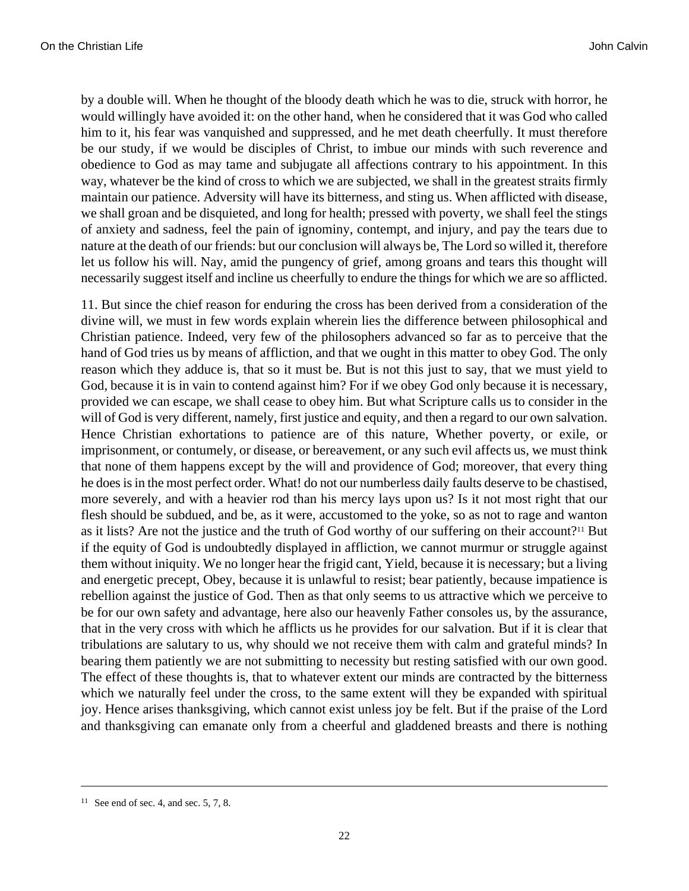by a double will. When he thought of the bloody death which he was to die, struck with horror, he would willingly have avoided it: on the other hand, when he considered that it was God who called him to it, his fear was vanquished and suppressed, and he met death cheerfully. It must therefore be our study, if we would be disciples of Christ, to imbue our minds with such reverence and obedience to God as may tame and subjugate all affections contrary to his appointment. In this way, whatever be the kind of cross to which we are subjected, we shall in the greatest straits firmly maintain our patience. Adversity will have its bitterness, and sting us. When afflicted with disease, we shall groan and be disquieted, and long for health; pressed with poverty, we shall feel the stings of anxiety and sadness, feel the pain of ignominy, contempt, and injury, and pay the tears due to nature at the death of our friends: but our conclusion will always be, The Lord so willed it, therefore let us follow his will. Nay, amid the pungency of grief, among groans and tears this thought will necessarily suggest itself and incline us cheerfully to endure the things for which we are so afflicted.

11. But since the chief reason for enduring the cross has been derived from a consideration of the divine will, we must in few words explain wherein lies the difference between philosophical and Christian patience. Indeed, very few of the philosophers advanced so far as to perceive that the hand of God tries us by means of affliction, and that we ought in this matter to obey God. The only reason which they adduce is, that so it must be. But is not this just to say, that we must yield to God, because it is in vain to contend against him? For if we obey God only because it is necessary, provided we can escape, we shall cease to obey him. But what Scripture calls us to consider in the will of God is very different, namely, first justice and equity, and then a regard to our own salvation. Hence Christian exhortations to patience are of this nature, Whether poverty, or exile, or imprisonment, or contumely, or disease, or bereavement, or any such evil affects us, we must think that none of them happens except by the will and providence of God; moreover, that every thing he does is in the most perfect order. What! do not our numberless daily faults deserve to be chastised, more severely, and with a heavier rod than his mercy lays upon us? Is it not most right that our flesh should be subdued, and be, as it were, accustomed to the yoke, so as not to rage and wanton as it lists? Are not the justice and the truth of God worthy of our suffering on their account?[11] But if the equity of God is undoubtedly displayed in affliction, we cannot murmur or struggle against them without iniquity. We no longer hear the frigid cant, Yield, because it is necessary; but a living and energetic precept, Obey, because it is unlawful to resist; bear patiently, because impatience is rebellion against the justice of God. Then as that only seems to us attractive which we perceive to be for our own safety and advantage, here also our heavenly Father consoles us, by the assurance, that in the very cross with which he afflicts us he provides for our salvation. But if it is clear that tribulations are salutary to us, why should we not receive them with calm and grateful minds? In bearing them patiently we are not submitting to necessity but resting satisfied with our own good. The effect of these thoughts is, that to whatever extent our minds are contracted by the bitterness which we naturally feel under the cross, to the same extent will they be expanded with spiritual joy. Hence arises thanksgiving, which cannot exist unless joy be felt. But if the praise of the Lord and thanksgiving can emanate only from a cheerful and gladdened breasts and there is nothing

---

[11] See end of sec. 4, and sec. 5, 7, 8.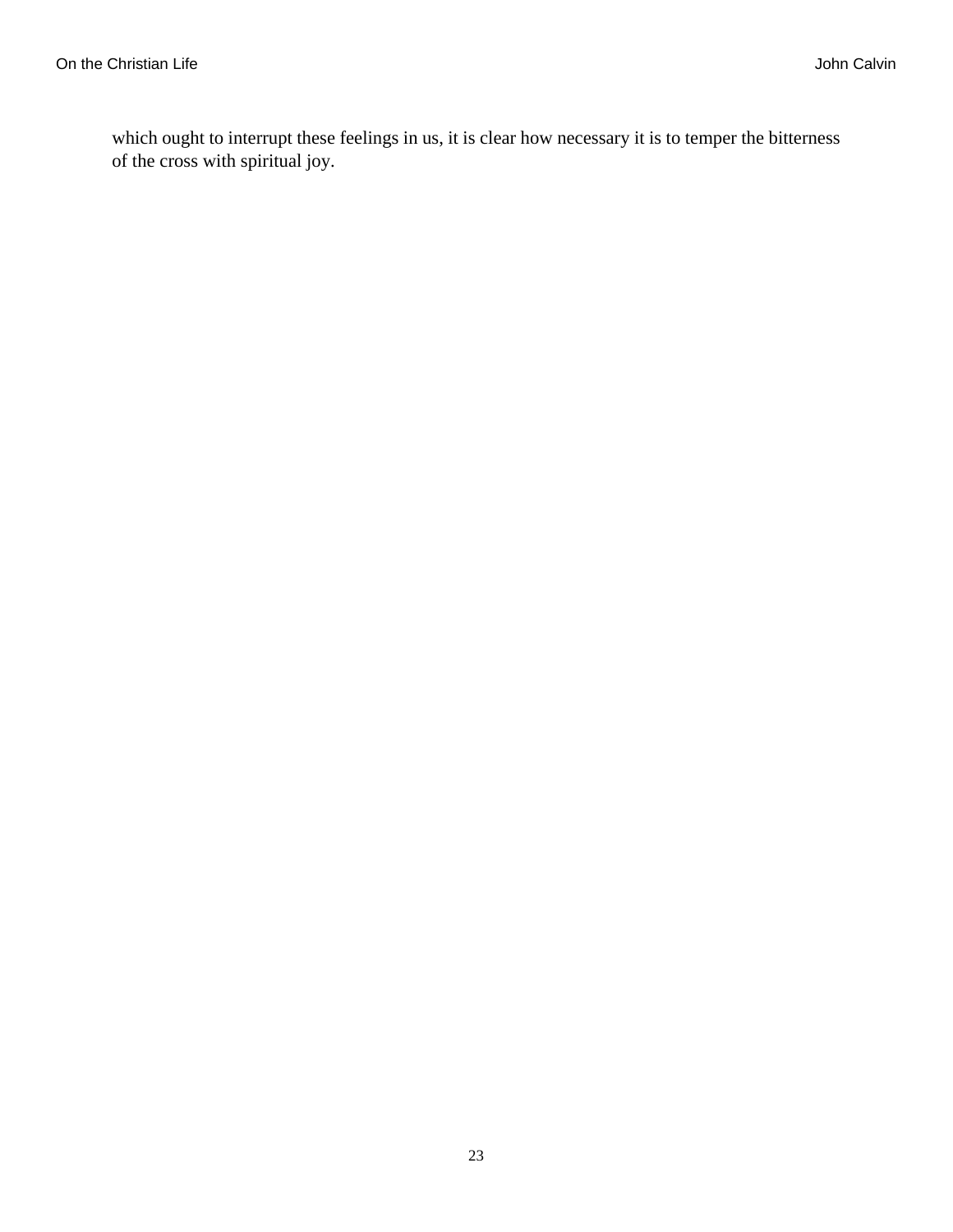which ought to interrupt these feelings in us, it is clear how necessary it is to temper the bitterness of the cross with spiritual joy.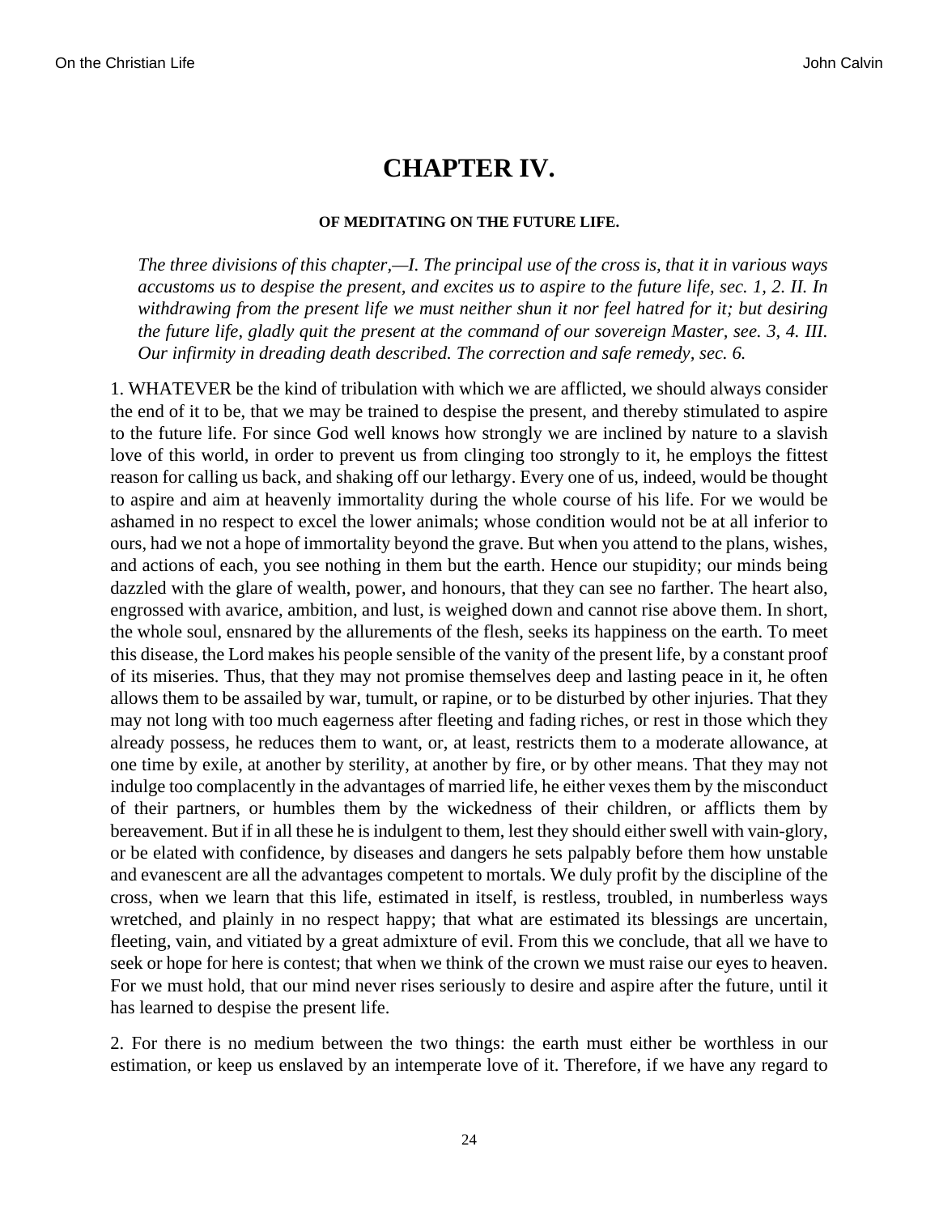# CHAPTER IV.

#### OF MEDITATING ON THE FUTURE LIFE.

*The three divisions of this chapter,—I. The principal use of the cross is, that it in various ways accustoms us to despise the present, and excites us to aspire to the future life, sec. 1, 2. II. In withdrawing from the present life we must neither shun it nor feel hatred for it; but desiring the future life, gladly quit the present at the command of our sovereign Master, see. 3, 4. III. Our infirmity in dreading death described. The correction and safe remedy, sec. 6.*

1. WHATEVER be the kind of tribulation with which we are afflicted, we should always consider the end of it to be, that we may be trained to despise the present, and thereby stimulated to aspire to the future life. For since God well knows how strongly we are inclined by nature to a slavish love of this world, in order to prevent us from clinging too strongly to it, he employs the fittest reason for calling us back, and shaking off our lethargy. Every one of us, indeed, would be thought to aspire and aim at heavenly immortality during the whole course of his life. For we would be ashamed in no respect to excel the lower animals; whose condition would not be at all inferior to ours, had we not a hope of immortality beyond the grave. But when you attend to the plans, wishes, and actions of each, you see nothing in them but the earth. Hence our stupidity; our minds being dazzled with the glare of wealth, power, and honours, that they can see no farther. The heart also, engrossed with avarice, ambition, and lust, is weighed down and cannot rise above them. In short, the whole soul, ensnared by the allurements of the flesh, seeks its happiness on the earth. To meet this disease, the Lord makes his people sensible of the vanity of the present life, by a constant proof of its miseries. Thus, that they may not promise themselves deep and lasting peace in it, he often allows them to be assailed by war, tumult, or rapine, or to be disturbed by other injuries. That they may not long with too much eagerness after fleeting and fading riches, or rest in those which they already possess, he reduces them to want, or, at least, restricts them to a moderate allowance, at one time by exile, at another by sterility, at another by fire, or by other means. That they may not indulge too complacently in the advantages of married life, he either vexes them by the misconduct of their partners, or humbles them by the wickedness of their children, or afflicts them by bereavement. But if in all these he is indulgent to them, lest they should either swell with vain-glory, or be elated with confidence, by diseases and dangers he sets palpably before them how unstable and evanescent are all the advantages competent to mortals. We duly profit by the discipline of the cross, when we learn that this life, estimated in itself, is restless, troubled, in numberless ways wretched, and plainly in no respect happy; that what are estimated its blessings are uncertain, fleeting, vain, and vitiated by a great admixture of evil. From this we conclude, that all we have to seek or hope for here is contest; that when we think of the crown we must raise our eyes to heaven. For we must hold, that our mind never rises seriously to desire and aspire after the future, until it has learned to despise the present life.

2. For there is no medium between the two things: the earth must either be worthless in our estimation, or keep us enslaved by an intemperate love of it. Therefore, if we have any regard to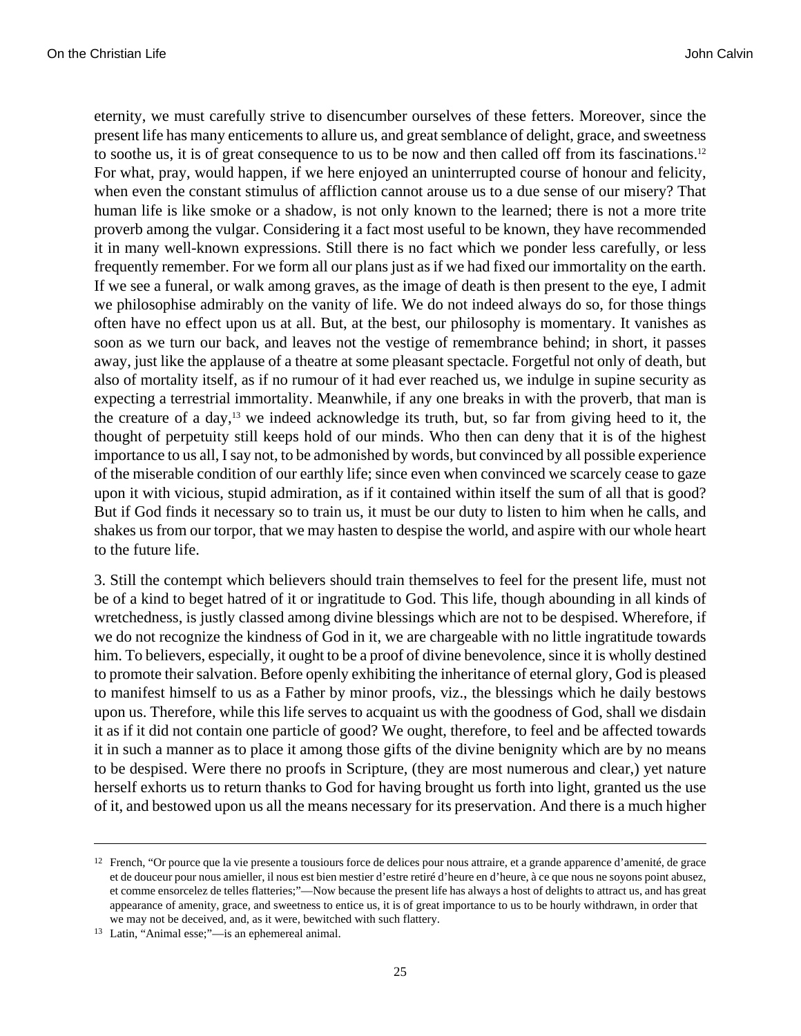eternity, we must carefully strive to disencumber ourselves of these fetters. Moreover, since the present life has many enticements to allure us, and great semblance of delight, grace, and sweetness to soothe us, it is of great consequence to us to be now and then called off from its fascinations.[12] For what, pray, would happen, if we here enjoyed an uninterrupted course of honour and felicity, when even the constant stimulus of affliction cannot arouse us to a due sense of our misery? That human life is like smoke or a shadow, is not only known to the learned; there is not a more trite proverb among the vulgar. Considering it a fact most useful to be known, they have recommended it in many well-known expressions. Still there is no fact which we ponder less carefully, or less frequently remember. For we form all our plans just as if we had fixed our immortality on the earth. If we see a funeral, or walk among graves, as the image of death is then present to the eye, I admit we philosophise admirably on the vanity of life. We do not indeed always do so, for those things often have no effect upon us at all. But, at the best, our philosophy is momentary. It vanishes as soon as we turn our back, and leaves not the vestige of remembrance behind; in short, it passes away, just like the applause of a theatre at some pleasant spectacle. Forgetful not only of death, but also of mortality itself, as if no rumour of it had ever reached us, we indulge in supine security as expecting a terrestrial immortality. Meanwhile, if any one breaks in with the proverb, that man is the creature of a day,[13] we indeed acknowledge its truth, but, so far from giving heed to it, the thought of perpetuity still keeps hold of our minds. Who then can deny that it is of the highest importance to us all, I say not, to be admonished by words, but convinced by all possible experience of the miserable condition of our earthly life; since even when convinced we scarcely cease to gaze upon it with vicious, stupid admiration, as if it contained within itself the sum of all that is good? But if God finds it necessary so to train us, it must be our duty to listen to him when he calls, and shakes us from our torpor, that we may hasten to despise the world, and aspire with our whole heart to the future life.

3. Still the contempt which believers should train themselves to feel for the present life, must not be of a kind to beget hatred of it or ingratitude to God. This life, though abounding in all kinds of wretchedness, is justly classed among divine blessings which are not to be despised. Wherefore, if we do not recognize the kindness of God in it, we are chargeable with no little ingratitude towards him. To believers, especially, it ought to be a proof of divine benevolence, since it is wholly destined to promote their salvation. Before openly exhibiting the inheritance of eternal glory, God is pleased to manifest himself to us as a Father by minor proofs, viz., the blessings which he daily bestows upon us. Therefore, while this life serves to acquaint us with the goodness of God, shall we disdain it as if it did not contain one particle of good? We ought, therefore, to feel and be affected towards it in such a manner as to place it among those gifts of the divine benignity which are by no means to be despised. Were there no proofs in Scripture, (they are most numerous and clear,) yet nature herself exhorts us to return thanks to God for having brought us forth into light, granted us the use of it, and bestowed upon us all the means necessary for its preservation. And there is a much higher

---

[12] French, "Or pource que la vie presente a tousiours force de delices pour nous attraire, et a grande apparence d'amenité, de grace et de douceur pour nous amieller, il nous est bien mestier d'estre retiré d'heure en d'heure, à ce que nous ne soyons point abusez, et comme ensorcelez de telles flatteries;"—Now because the present life has always a host of delights to attract us, and has great appearance of amenity, grace, and sweetness to entice us, it is of great importance to us to be hourly withdrawn, in order that we may not be deceived, and, as it were, bewitched with such flattery.

[13] Latin, "Animal esse;"—is an ephemereal animal.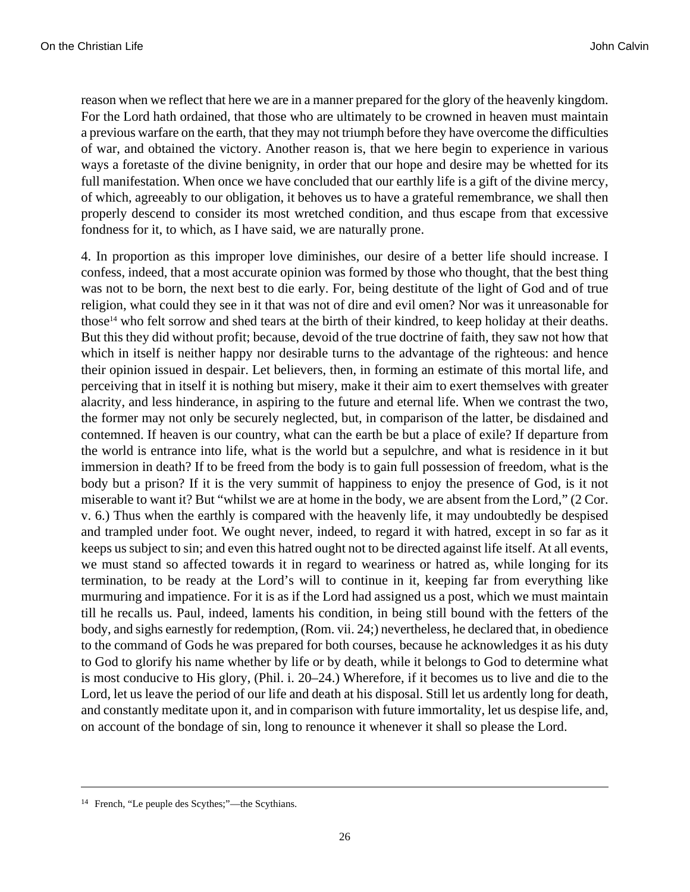reason when we reflect that here we are in a manner prepared for the glory of the heavenly kingdom. For the Lord hath ordained, that those who are ultimately to be crowned in heaven must maintain a previous warfare on the earth, that they may not triumph before they have overcome the difficulties of war, and obtained the victory. Another reason is, that we here begin to experience in various ways a foretaste of the divine benignity, in order that our hope and desire may be whetted for its full manifestation. When once we have concluded that our earthly life is a gift of the divine mercy, of which, agreeably to our obligation, it behoves us to have a grateful remembrance, we shall then properly descend to consider its most wretched condition, and thus escape from that excessive fondness for it, to which, as I have said, we are naturally prone.

4. In proportion as this improper love diminishes, our desire of a better life should increase. I confess, indeed, that a most accurate opinion was formed by those who thought, that the best thing was not to be born, the next best to die early. For, being destitute of the light of God and of true religion, what could they see in it that was not of dire and evil omen? Nor was it unreasonable for those[14] who felt sorrow and shed tears at the birth of their kindred, to keep holiday at their deaths. But this they did without profit; because, devoid of the true doctrine of faith, they saw not how that which in itself is neither happy nor desirable turns to the advantage of the righteous: and hence their opinion issued in despair. Let believers, then, in forming an estimate of this mortal life, and perceiving that in itself it is nothing but misery, make it their aim to exert themselves with greater alacrity, and less hinderance, in aspiring to the future and eternal life. When we contrast the two, the former may not only be securely neglected, but, in comparison of the latter, be disdained and contemned. If heaven is our country, what can the earth be but a place of exile? If departure from the world is entrance into life, what is the world but a sepulchre, and what is residence in it but immersion in death? If to be freed from the body is to gain full possession of freedom, what is the body but a prison? If it is the very summit of happiness to enjoy the presence of God, is it not miserable to want it? But "whilst we are at home in the body, we are absent from the Lord," (2 Cor. v. 6.) Thus when the earthly is compared with the heavenly life, it may undoubtedly be despised and trampled under foot. We ought never, indeed, to regard it with hatred, except in so far as it keeps us subject to sin; and even this hatred ought not to be directed against life itself. At all events, we must stand so affected towards it in regard to weariness or hatred as, while longing for its termination, to be ready at the Lord's will to continue in it, keeping far from everything like murmuring and impatience. For it is as if the Lord had assigned us a post, which we must maintain till he recalls us. Paul, indeed, laments his condition, in being still bound with the fetters of the body, and sighs earnestly for redemption, (Rom. vii. 24;) nevertheless, he declared that, in obedience to the command of Gods he was prepared for both courses, because he acknowledges it as his duty to God to glorify his name whether by life or by death, while it belongs to God to determine what is most conducive to His glory, (Phil. i. 20–24.) Wherefore, if it becomes us to live and die to the Lord, let us leave the period of our life and death at his disposal. Still let us ardently long for death, and constantly meditate upon it, and in comparison with future immortality, let us despise life, and, on account of the bondage of sin, long to renounce it whenever it shall so please the Lord.

---

[14] French, "Le peuple des Scythes;"—the Scythians.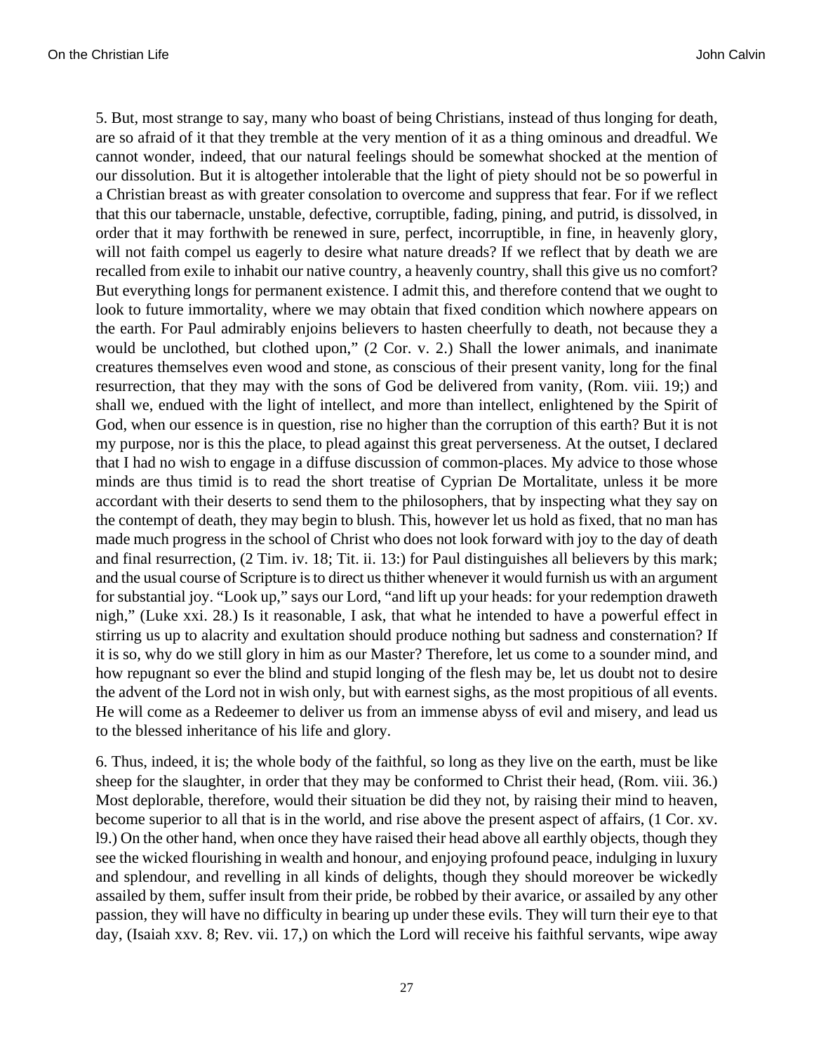5. But, most strange to say, many who boast of being Christians, instead of thus longing for death, are so afraid of it that they tremble at the very mention of it as a thing ominous and dreadful. We cannot wonder, indeed, that our natural feelings should be somewhat shocked at the mention of our dissolution. But it is altogether intolerable that the light of piety should not be so powerful in a Christian breast as with greater consolation to overcome and suppress that fear. For if we reflect that this our tabernacle, unstable, defective, corruptible, fading, pining, and putrid, is dissolved, in order that it may forthwith be renewed in sure, perfect, incorruptible, in fine, in heavenly glory, will not faith compel us eagerly to desire what nature dreads? If we reflect that by death we are recalled from exile to inhabit our native country, a heavenly country, shall this give us no comfort? But everything longs for permanent existence. I admit this, and therefore contend that we ought to look to future immortality, where we may obtain that fixed condition which nowhere appears on the earth. For Paul admirably enjoins believers to hasten cheerfully to death, not because they a would be unclothed, but clothed upon," (2 Cor. v. 2.) Shall the lower animals, and inanimate creatures themselves even wood and stone, as conscious of their present vanity, long for the final resurrection, that they may with the sons of God be delivered from vanity, (Rom. viii. 19;) and shall we, endued with the light of intellect, and more than intellect, enlightened by the Spirit of God, when our essence is in question, rise no higher than the corruption of this earth? But it is not my purpose, nor is this the place, to plead against this great perverseness. At the outset, I declared that I had no wish to engage in a diffuse discussion of common-places. My advice to those whose minds are thus timid is to read the short treatise of Cyprian De Mortalitate, unless it be more accordant with their deserts to send them to the philosophers, that by inspecting what they say on the contempt of death, they may begin to blush. This, however let us hold as fixed, that no man has made much progress in the school of Christ who does not look forward with joy to the day of death and final resurrection, (2 Tim. iv. 18; Tit. ii. 13:) for Paul distinguishes all believers by this mark; and the usual course of Scripture is to direct us thither whenever it would furnish us with an argument for substantial joy. "Look up," says our Lord, "and lift up your heads: for your redemption draweth nigh," (Luke xxi. 28.) Is it reasonable, I ask, that what he intended to have a powerful effect in stirring us up to alacrity and exultation should produce nothing but sadness and consternation? If it is so, why do we still glory in him as our Master? Therefore, let us come to a sounder mind, and how repugnant so ever the blind and stupid longing of the flesh may be, let us doubt not to desire the advent of the Lord not in wish only, but with earnest sighs, as the most propitious of all events. He will come as a Redeemer to deliver us from an immense abyss of evil and misery, and lead us to the blessed inheritance of his life and glory.

6. Thus, indeed, it is; the whole body of the faithful, so long as they live on the earth, must be like sheep for the slaughter, in order that they may be conformed to Christ their head, (Rom. viii. 36.) Most deplorable, therefore, would their situation be did they not, by raising their mind to heaven, become superior to all that is in the world, and rise above the present aspect of affairs, (1 Cor. xv. l9.) On the other hand, when once they have raised their head above all earthly objects, though they see the wicked flourishing in wealth and honour, and enjoying profound peace, indulging in luxury and splendour, and revelling in all kinds of delights, though they should moreover be wickedly assailed by them, suffer insult from their pride, be robbed by their avarice, or assailed by any other passion, they will have no difficulty in bearing up under these evils. They will turn their eye to that day, (Isaiah xxv. 8; Rev. vii. 17,) on which the Lord will receive his faithful servants, wipe away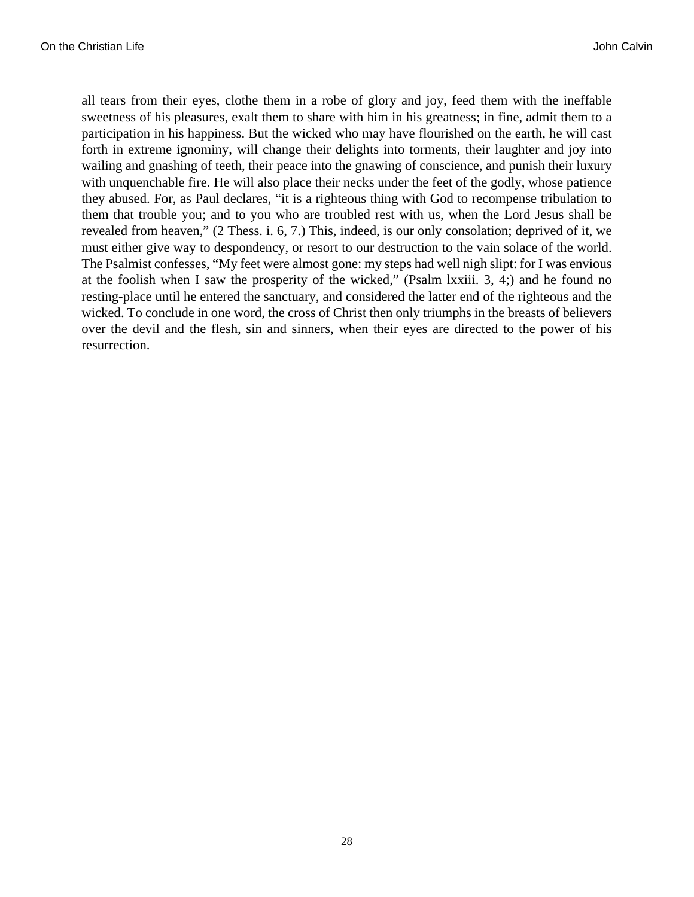all tears from their eyes, clothe them in a robe of glory and joy, feed them with the ineffable sweetness of his pleasures, exalt them to share with him in his greatness; in fine, admit them to a participation in his happiness. But the wicked who may have flourished on the earth, he will cast forth in extreme ignominy, will change their delights into torments, their laughter and joy into wailing and gnashing of teeth, their peace into the gnawing of conscience, and punish their luxury with unquenchable fire. He will also place their necks under the feet of the godly, whose patience they abused. For, as Paul declares, "it is a righteous thing with God to recompense tribulation to them that trouble you; and to you who are troubled rest with us, when the Lord Jesus shall be revealed from heaven," (2 Thess. i. 6, 7.) This, indeed, is our only consolation; deprived of it, we must either give way to despondency, or resort to our destruction to the vain solace of the world. The Psalmist confesses, "My feet were almost gone: my steps had well nigh slipt: for I was envious at the foolish when I saw the prosperity of the wicked," (Psalm lxxiii. 3, 4;) and he found no resting-place until he entered the sanctuary, and considered the latter end of the righteous and the wicked. To conclude in one word, the cross of Christ then only triumphs in the breasts of believers over the devil and the flesh, sin and sinners, when their eyes are directed to the power of his resurrection.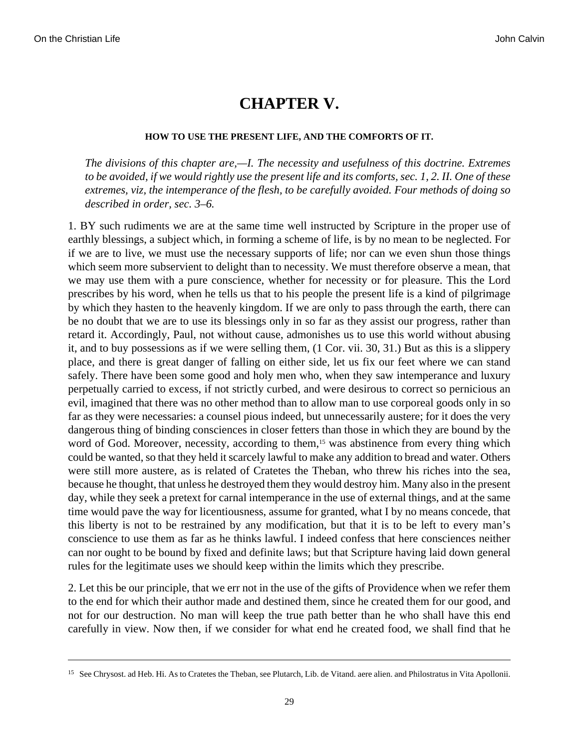# CHAPTER V.

#### HOW TO USE THE PRESENT LIFE, AND THE COMFORTS OF IT.

*The divisions of this chapter are,—I. The necessity and usefulness of this doctrine. Extremes to be avoided, if we would rightly use the present life and its comforts, sec. 1, 2. II. One of these extremes, viz, the intemperance of the flesh, to be carefully avoided. Four methods of doing so described in order, sec. 3–6.*

1. BY such rudiments we are at the same time well instructed by Scripture in the proper use of earthly blessings, a subject which, in forming a scheme of life, is by no mean to be neglected. For if we are to live, we must use the necessary supports of life; nor can we even shun those things which seem more subservient to delight than to necessity. We must therefore observe a mean, that we may use them with a pure conscience, whether for necessity or for pleasure. This the Lord prescribes by his word, when he tells us that to his people the present life is a kind of pilgrimage by which they hasten to the heavenly kingdom. If we are only to pass through the earth, there can be no doubt that we are to use its blessings only in so far as they assist our progress, rather than retard it. Accordingly, Paul, not without cause, admonishes us to use this world without abusing it, and to buy possessions as if we were selling them, (1 Cor. vii. 30, 31.) But as this is a slippery place, and there is great danger of falling on either side, let us fix our feet where we can stand safely. There have been some good and holy men who, when they saw intemperance and luxury perpetually carried to excess, if not strictly curbed, and were desirous to correct so pernicious an evil, imagined that there was no other method than to allow man to use corporeal goods only in so far as they were necessaries: a counsel pious indeed, but unnecessarily austere; for it does the very dangerous thing of binding consciences in closer fetters than those in which they are bound by the word of God. Moreover, necessity, according to them,[15] was abstinence from every thing which could be wanted, so that they held it scarcely lawful to make any addition to bread and water. Others were still more austere, as is related of Cratetes the Theban, who threw his riches into the sea, because he thought, that unless he destroyed them they would destroy him. Many also in the present day, while they seek a pretext for carnal intemperance in the use of external things, and at the same time would pave the way for licentiousness, assume for granted, what I by no means concede, that this liberty is not to be restrained by any modification, but that it is to be left to every man's conscience to use them as far as he thinks lawful. I indeed confess that here consciences neither can nor ought to be bound by fixed and definite laws; but that Scripture having laid down general rules for the legitimate uses we should keep within the limits which they prescribe.

2. Let this be our principle, that we err not in the use of the gifts of Providence when we refer them to the end for which their author made and destined them, since he created them for our good, and not for our destruction. No man will keep the true path better than he who shall have this end carefully in view. Now then, if we consider for what end he created food, we shall find that he

---

[15] See Chrysost. ad Heb. Hi. As to Cratetes the Theban, see Plutarch, Lib. de Vitand. aere alien. and Philostratus in Vita Apollonii.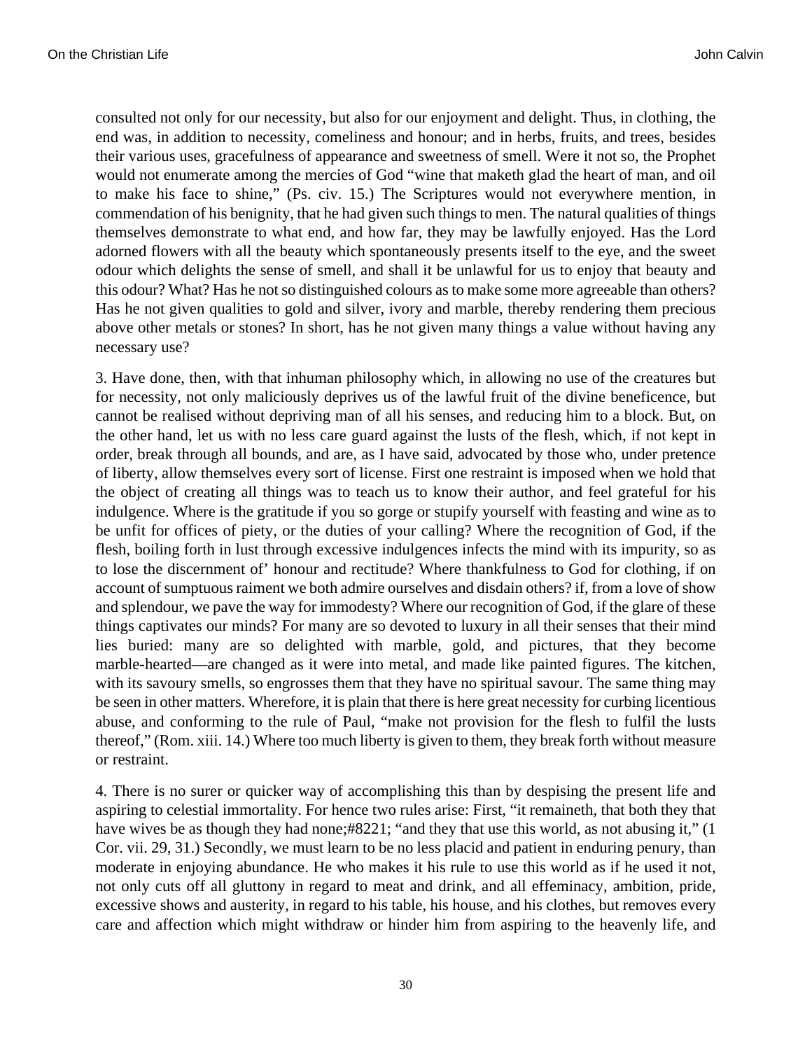consulted not only for our necessity, but also for our enjoyment and delight. Thus, in clothing, the end was, in addition to necessity, comeliness and honour; and in herbs, fruits, and trees, besides their various uses, gracefulness of appearance and sweetness of smell. Were it not so, the Prophet would not enumerate among the mercies of God "wine that maketh glad the heart of man, and oil to make his face to shine," (Ps. civ. 15.) The Scriptures would not everywhere mention, in commendation of his benignity, that he had given such things to men. The natural qualities of things themselves demonstrate to what end, and how far, they may be lawfully enjoyed. Has the Lord adorned flowers with all the beauty which spontaneously presents itself to the eye, and the sweet odour which delights the sense of smell, and shall it be unlawful for us to enjoy that beauty and this odour? What? Has he not so distinguished colours as to make some more agreeable than others? Has he not given qualities to gold and silver, ivory and marble, thereby rendering them precious above other metals or stones? In short, has he not given many things a value without having any necessary use?

3. Have done, then, with that inhuman philosophy which, in allowing no use of the creatures but for necessity, not only maliciously deprives us of the lawful fruit of the divine beneficence, but cannot be realised without depriving man of all his senses, and reducing him to a block. But, on the other hand, let us with no less care guard against the lusts of the flesh, which, if not kept in order, break through all bounds, and are, as I have said, advocated by those who, under pretence of liberty, allow themselves every sort of license. First one restraint is imposed when we hold that the object of creating all things was to teach us to know their author, and feel grateful for his indulgence. Where is the gratitude if you so gorge or stupify yourself with feasting and wine as to be unfit for offices of piety, or the duties of your calling? Where the recognition of God, if the flesh, boiling forth in lust through excessive indulgences infects the mind with its impurity, so as to lose the discernment of' honour and rectitude? Where thankfulness to God for clothing, if on account of sumptuous raiment we both admire ourselves and disdain others? if, from a love of show and splendour, we pave the way for immodesty? Where our recognition of God, if the glare of these things captivates our minds? For many are so devoted to luxury in all their senses that their mind lies buried: many are so delighted with marble, gold, and pictures, that they become marble-hearted—are changed as it were into metal, and made like painted figures. The kitchen, with its savoury smells, so engrosses them that they have no spiritual savour. The same thing may be seen in other matters. Wherefore, it is plain that there is here great necessity for curbing licentious abuse, and conforming to the rule of Paul, "make not provision for the flesh to fulfil the lusts thereof," (Rom. xiii. 14.) Where too much liberty is given to them, they break forth without measure or restraint.

4. There is no surer or quicker way of accomplishing this than by despising the present life and aspiring to celestial immortality. For hence two rules arise: First, "it remaineth, that both they that have wives be as though they had none;#8221; "and they that use this world, as not abusing it," (1 Cor. vii. 29, 31.) Secondly, we must learn to be no less placid and patient in enduring penury, than moderate in enjoying abundance. He who makes it his rule to use this world as if he used it not, not only cuts off all gluttony in regard to meat and drink, and all effeminacy, ambition, pride, excessive shows and austerity, in regard to his table, his house, and his clothes, but removes every care and affection which might withdraw or hinder him from aspiring to the heavenly life, and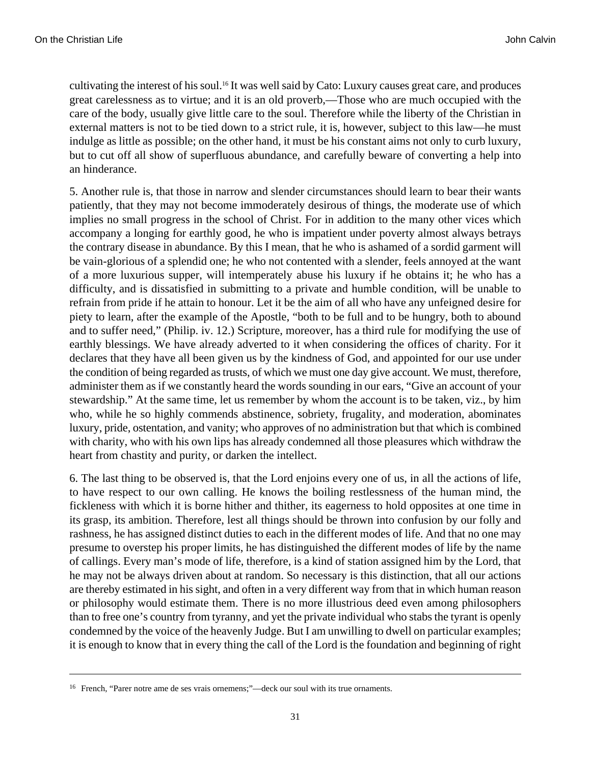cultivating the interest of his soul.[16] It was well said by Cato: Luxury causes great care, and produces great carelessness as to virtue; and it is an old proverb,—Those who are much occupied with the care of the body, usually give little care to the soul. Therefore while the liberty of the Christian in external matters is not to be tied down to a strict rule, it is, however, subject to this law—he must indulge as little as possible; on the other hand, it must be his constant aims not only to curb luxury, but to cut off all show of superfluous abundance, and carefully beware of converting a help into an hinderance.

5. Another rule is, that those in narrow and slender circumstances should learn to bear their wants patiently, that they may not become immoderately desirous of things, the moderate use of which implies no small progress in the school of Christ. For in addition to the many other vices which accompany a longing for earthly good, he who is impatient under poverty almost always betrays the contrary disease in abundance. By this I mean, that he who is ashamed of a sordid garment will be vain-glorious of a splendid one; he who not contented with a slender, feels annoyed at the want of a more luxurious supper, will intemperately abuse his luxury if he obtains it; he who has a difficulty, and is dissatisfied in submitting to a private and humble condition, will be unable to refrain from pride if he attain to honour. Let it be the aim of all who have any unfeigned desire for piety to learn, after the example of the Apostle, "both to be full and to be hungry, both to abound and to suffer need," (Philip. iv. 12.) Scripture, moreover, has a third rule for modifying the use of earthly blessings. We have already adverted to it when considering the offices of charity. For it declares that they have all been given us by the kindness of God, and appointed for our use under the condition of being regarded as trusts, of which we must one day give account. We must, therefore, administer them as if we constantly heard the words sounding in our ears, "Give an account of your stewardship." At the same time, let us remember by whom the account is to be taken, viz., by him who, while he so highly commends abstinence, sobriety, frugality, and moderation, abominates luxury, pride, ostentation, and vanity; who approves of no administration but that which is combined with charity, who with his own lips has already condemned all those pleasures which withdraw the heart from chastity and purity, or darken the intellect.

6. The last thing to be observed is, that the Lord enjoins every one of us, in all the actions of life, to have respect to our own calling. He knows the boiling restlessness of the human mind, the fickleness with which it is borne hither and thither, its eagerness to hold opposites at one time in its grasp, its ambition. Therefore, lest all things should be thrown into confusion by our folly and rashness, he has assigned distinct duties to each in the different modes of life. And that no one may presume to overstep his proper limits, he has distinguished the different modes of life by the name of callings. Every man's mode of life, therefore, is a kind of station assigned him by the Lord, that he may not be always driven about at random. So necessary is this distinction, that all our actions are thereby estimated in his sight, and often in a very different way from that in which human reason or philosophy would estimate them. There is no more illustrious deed even among philosophers than to free one's country from tyranny, and yet the private individual who stabs the tyrant is openly condemned by the voice of the heavenly Judge. But I am unwilling to dwell on particular examples; it is enough to know that in every thing the call of the Lord is the foundation and beginning of right

---

[16] French, "Parer notre ame de ses vrais ornemens;"—deck our soul with its true ornaments.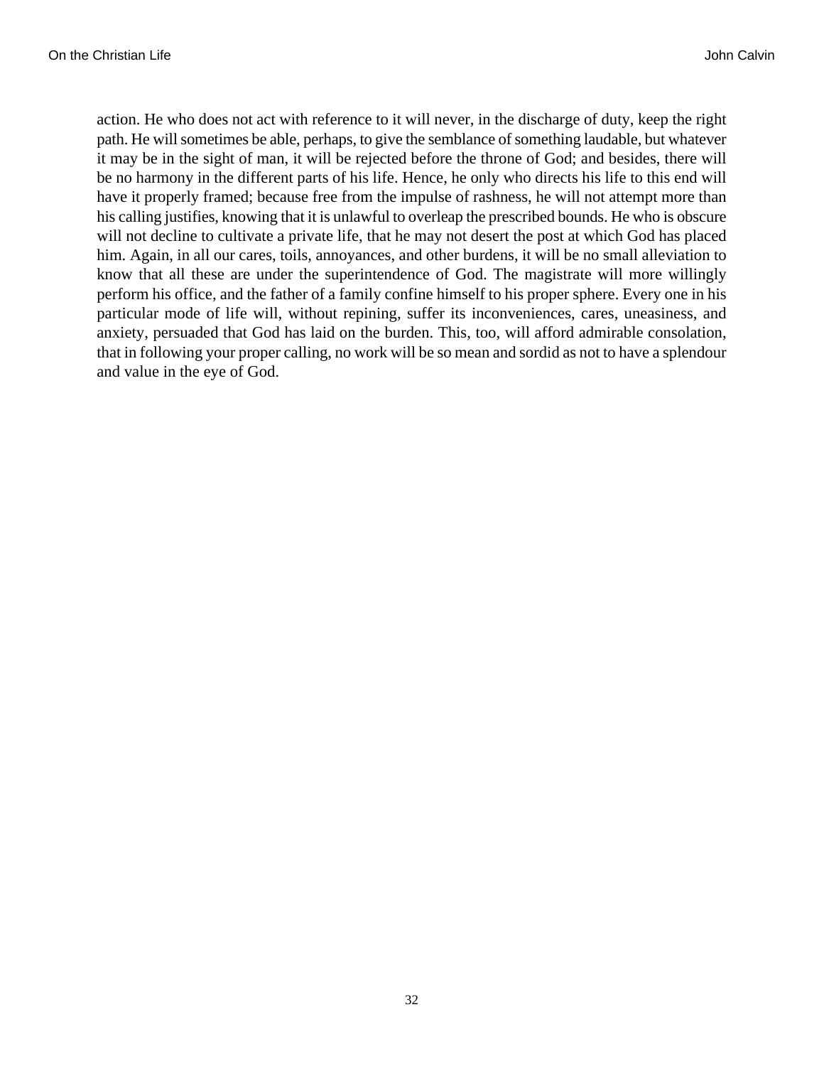action. He who does not act with reference to it will never, in the discharge of duty, keep the right path. He will sometimes be able, perhaps, to give the semblance of something laudable, but whatever it may be in the sight of man, it will be rejected before the throne of God; and besides, there will be no harmony in the different parts of his life. Hence, he only who directs his life to this end will have it properly framed; because free from the impulse of rashness, he will not attempt more than his calling justifies, knowing that it is unlawful to overleap the prescribed bounds. He who is obscure will not decline to cultivate a private life, that he may not desert the post at which God has placed him. Again, in all our cares, toils, annoyances, and other burdens, it will be no small alleviation to know that all these are under the superintendence of God. The magistrate will more willingly perform his office, and the father of a family confine himself to his proper sphere. Every one in his particular mode of life will, without repining, suffer its inconveniences, cares, uneasiness, and anxiety, persuaded that God has laid on the burden. This, too, will afford admirable consolation, that in following your proper calling, no work will be so mean and sordid as not to have a splendour and value in the eye of God.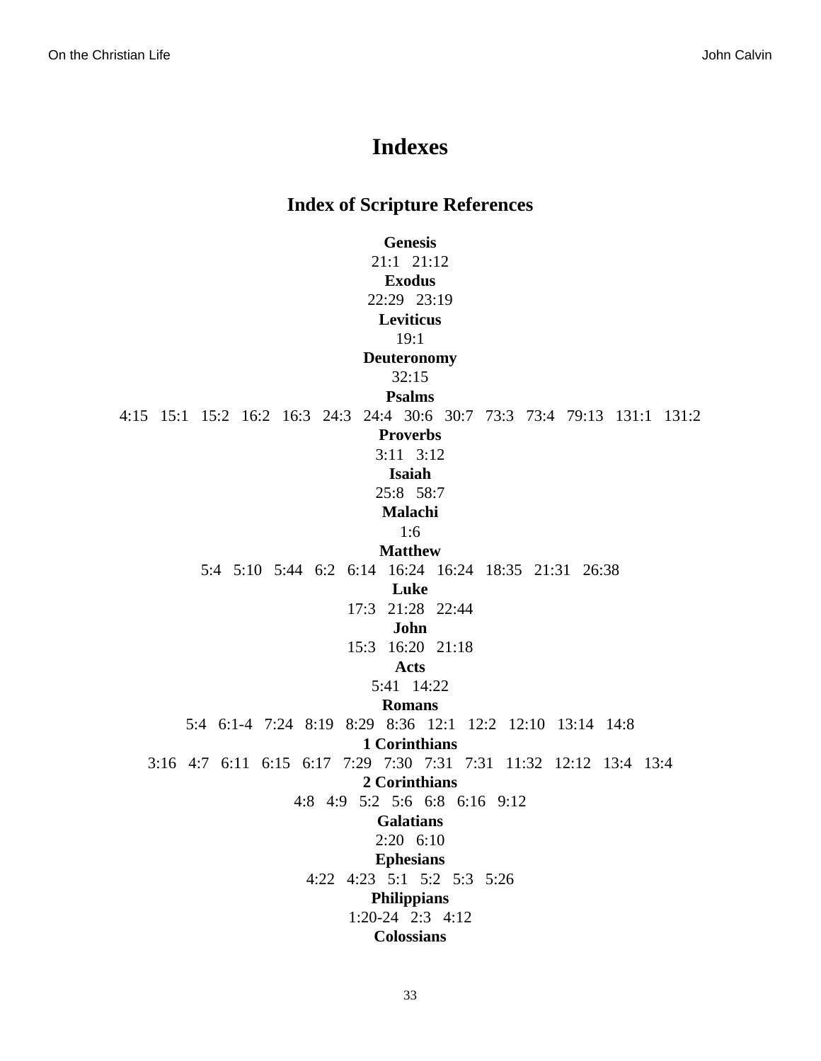# Indexes

## Index of Scripture References

**Genesis**
21:1   21:12
**Exodus**
22:29   23:19
**Leviticus**
19:1
**Deuteronomy**
32:15
**Psalms**
4:15   15:1   15:2   16:2   16:3   24:3   24:4   30:6   30:7   73:3   73:4   79:13   131:1   131:2
**Proverbs**
3:11   3:12
**Isaiah**
25:8   58:7
**Malachi**
1:6
**Matthew**
5:4   5:10   5:44   6:2   6:14   16:24   16:24   18:35   21:31   26:38
**Luke**
17:3   21:28   22:44
**John**
15:3   16:20   21:18
**Acts**
5:41   14:22
**Romans**
5:4   6:1-4   7:24   8:19   8:29   8:36   12:1   12:2   12:10   13:14   14:8
**1 Corinthians**
3:16   4:7   6:11   6:15   6:17   7:29   7:30   7:31   7:31   11:32   12:12   13:4   13:4
**2 Corinthians**
4:8   4:9   5:2   5:6   6:8   6:16   9:12
**Galatians**
2:20   6:10
**Ephesians**
4:22   4:23   5:1   5:2   5:3   5:26
**Philippians**
1:20-24   2:3   4:12
**Colossians**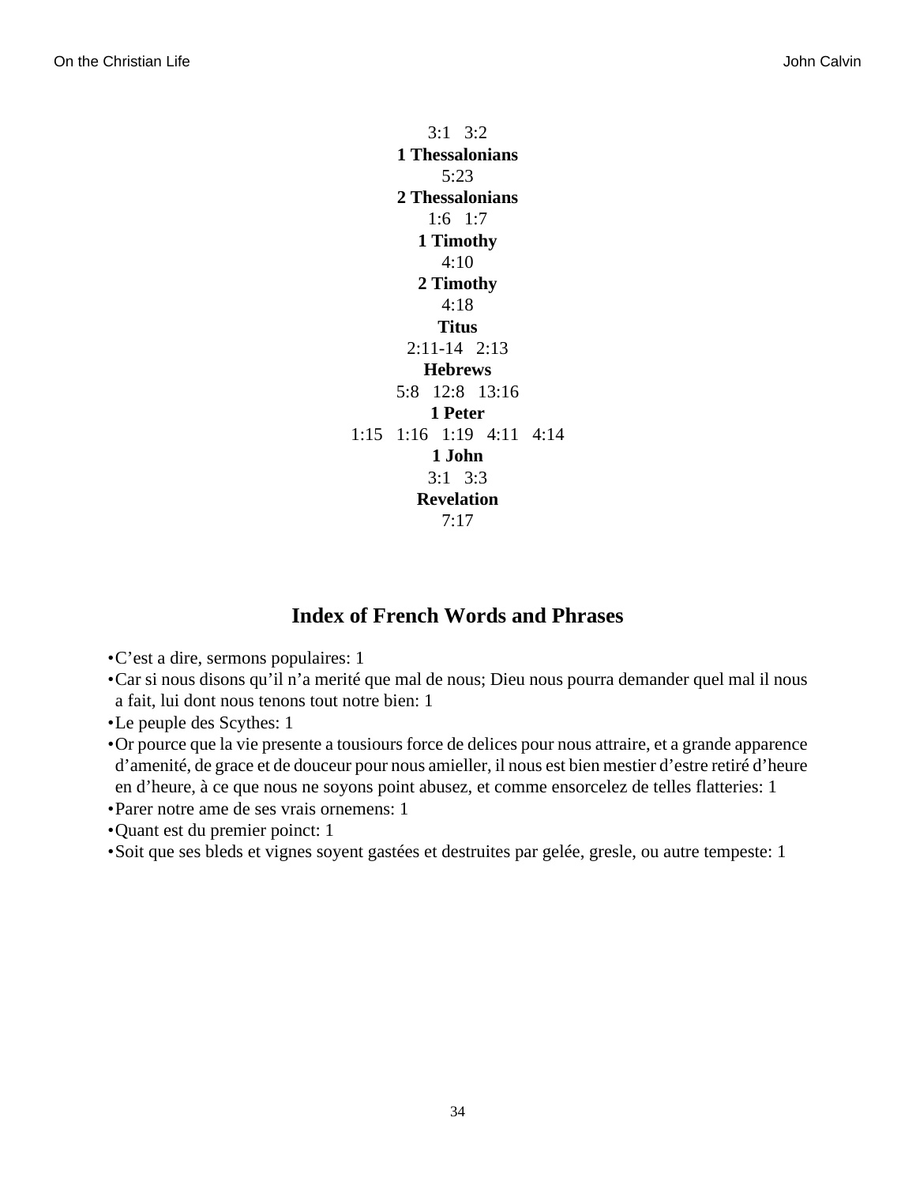3:1   3:2

**1 Thessalonians**

5:23

**2 Thessalonians**

1:6   1:7

**1 Timothy**

4:10

**2 Timothy**

4:18

**Titus**

2:11-14   2:13

**Hebrews**

5:8   12:8   13:16

**1 Peter**

1:15   1:16   1:19   4:11   4:14

**1 John**

3:1   3:3

**Revelation**

7:17

## Index of French Words and Phrases

- C’est a dire, sermons populaires: 1
- Car si nous disons qu’il n’a merité que mal de nous; Dieu nous pourra demander quel mal il nous a fait, lui dont nous tenons tout notre bien: 1
- Le peuple des Scythes: 1
- Or pource que la vie presente a tousiours force de delices pour nous attraire, et a grande apparence d’amenité, de grace et de douceur pour nous amieller, il nous est bien mestier d’estre retiré d’heure en d’heure, à ce que nous ne soyons point abusez, et comme ensorcelez de telles flatteries: 1
- Parer notre ame de ses vrais ornemens: 1
- Quant est du premier poinct: 1
- Soit que ses bleds et vignes soyent gastées et destruites par gelée, gresle, ou autre tempeste: 1